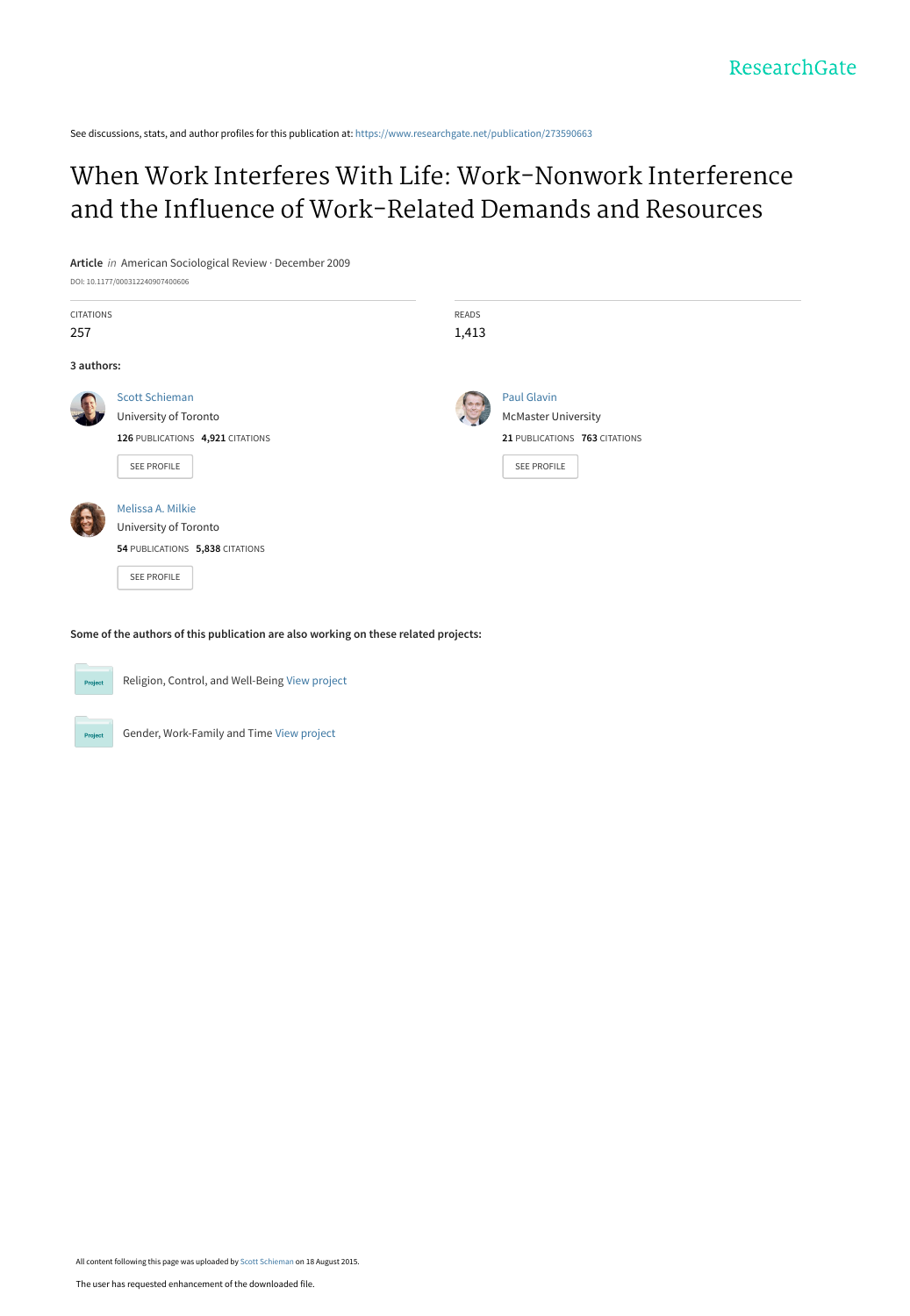ResearchGate

See discussions, stats, and author profiles for this publication at: https://www.researchgate.net/publication/273590663

# When Work Interferes With Life: Work-Nonwork Interference and the Influence of Work-Related Demands and Resources

**Article** *in* American Sociological Review · December 2009

DOI: 10.1177/000312240907400606

CITATIONS
257

READS
1,413

**3 authors:**

Scott Schieman
University of Toronto
**126** PUBLICATIONS **4,921** CITATIONS
SEE PROFILE

Paul Glavin
McMaster University
**21** PUBLICATIONS **763** CITATIONS
SEE PROFILE

Melissa A. Milkie
University of Toronto
**54** PUBLICATIONS **5,838** CITATIONS
SEE PROFILE

**Some of the authors of this publication are also working on these related projects:**

Religion, Control, and Well-Being View project

Gender, Work-Family and Time View project

All content following this page was uploaded by Scott Schieman on 18 August 2015.

The user has requested enhancement of the downloaded file.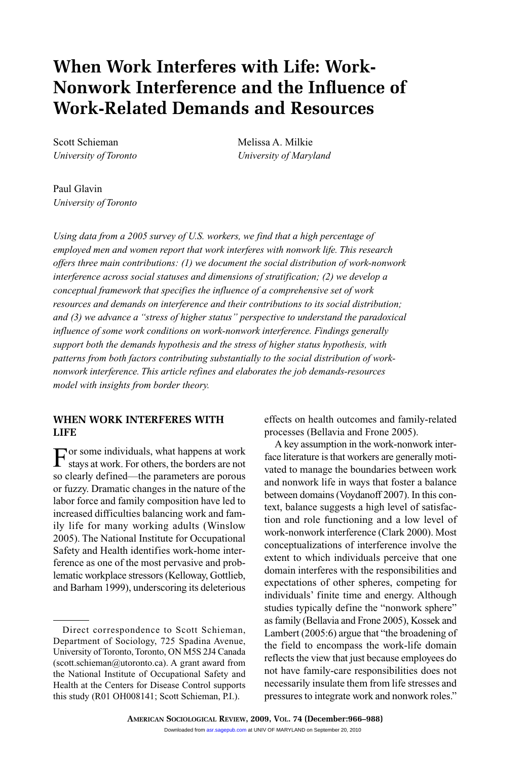# When Work Interferes with Life: Work-Nonwork Interference and the Influence of Work-Related Demands and Resources

Scott Schieman
*University of Toronto*

Melissa A. Milkie
*University of Maryland*

Paul Glavin
*University of Toronto*

*Using data from a 2005 survey of U.S. workers, we find that a high percentage of employed men and women report that work interferes with nonwork life. This research offers three main contributions: (1) we document the social distribution of work-nonwork interference across social statuses and dimensions of stratification; (2) we develop a conceptual framework that specifies the influence of a comprehensive set of work resources and demands on interference and their contributions to its social distribution; and (3) we advance a "stress of higher status" perspective to understand the paradoxical influence of some work conditions on work-nonwork interference. Findings generally support both the demands hypothesis and the stress of higher status hypothesis, with patterns from both factors contributing substantially to the social distribution of work-nonwork interference. This article refines and elaborates the job demands-resources model with insights from border theory.*

## WHEN WORK INTERFERES WITH LIFE

For some individuals, what happens at work stays at work. For others, the borders are not so clearly defined—the parameters are porous or fuzzy. Dramatic changes in the nature of the labor force and family composition have led to increased difficulties balancing work and family life for many working adults (Winslow 2005). The National Institute for Occupational Safety and Health identifies work-home interference as one of the most pervasive and problematic workplace stressors (Kelloway, Gottlieb, and Barham 1999), underscoring its deleterious effects on health outcomes and family-related processes (Bellavia and Frone 2005).

A key assumption in the work-nonwork interface literature is that workers are generally motivated to manage the boundaries between work and nonwork life in ways that foster a balance between domains (Voydanoff 2007). In this context, balance suggests a high level of satisfaction and role functioning and a low level of work-nonwork interference (Clark 2000). Most conceptualizations of interference involve the extent to which individuals perceive that one domain interferes with the responsibilities and expectations of other spheres, competing for individuals' finite time and energy. Although studies typically define the "nonwork sphere" as family (Bellavia and Frone 2005), Kossek and Lambert (2005:6) argue that "the broadening of the field to encompass the work-life domain reflects the view that just because employees do not have family-care responsibilities does not necessarily insulate them from life stresses and pressures to integrate work and nonwork roles."

---

Direct correspondence to Scott Schieman, Department of Sociology, 725 Spadina Avenue, University of Toronto, Toronto, ON M5S 2J4 Canada (scott.schieman@utoronto.ca). A grant award from the National Institute of Occupational Safety and Health at the Centers for Disease Control supports this study (R01 OH008141; Scott Schieman, P.I.).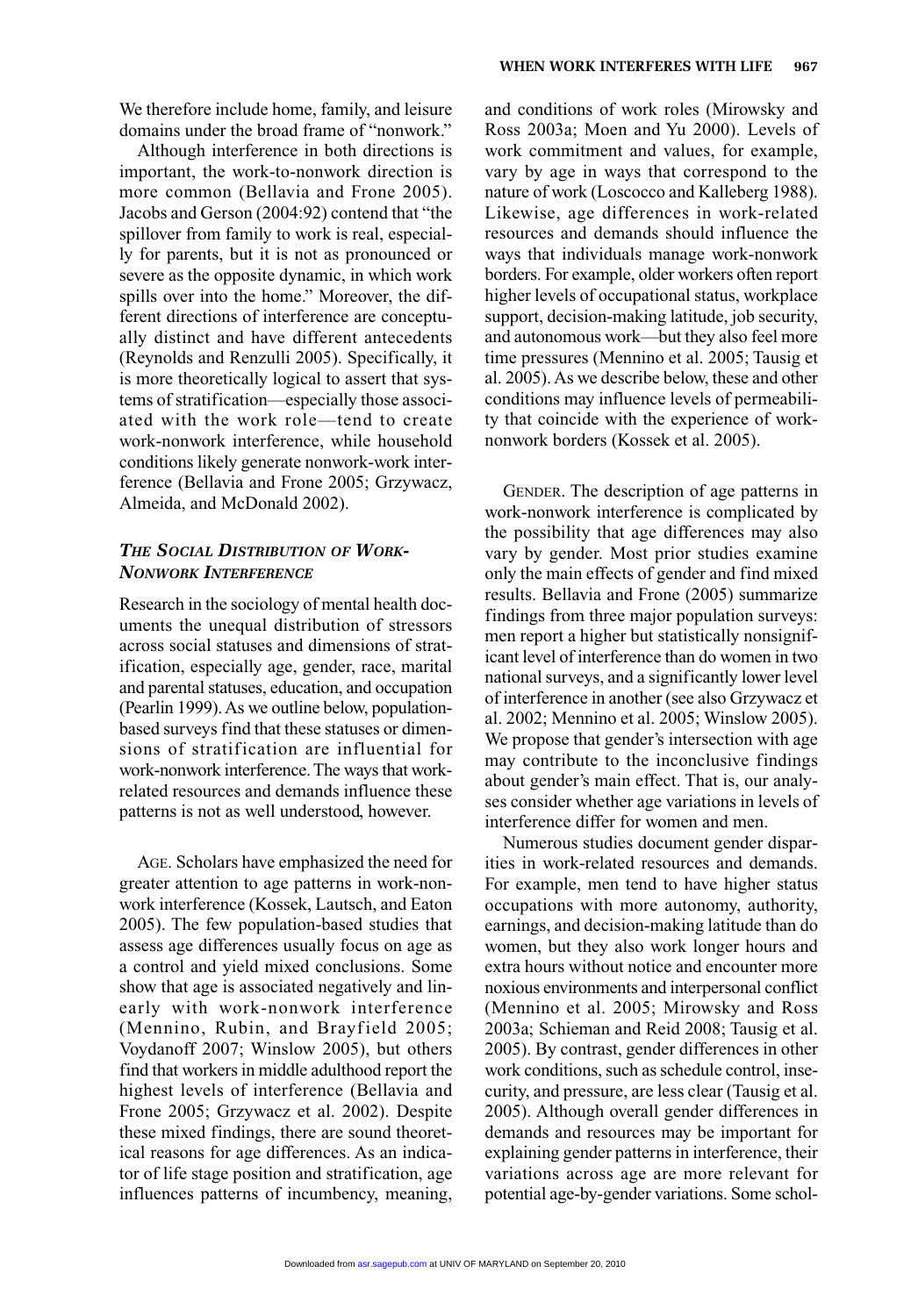We therefore include home, family, and leisure domains under the broad frame of "nonwork."

Although interference in both directions is important, the work-to-nonwork direction is more common (Bellavia and Frone 2005). Jacobs and Gerson (2004:92) contend that "the spillover from family to work is real, especially for parents, but it is not as pronounced or severe as the opposite dynamic, in which work spills over into the home." Moreover, the different directions of interference are conceptually distinct and have different antecedents (Reynolds and Renzulli 2005). Specifically, it is more theoretically logical to assert that systems of stratification—especially those associated with the work role—tend to create work-nonwork interference, while household conditions likely generate nonwork-work interference (Bellavia and Frone 2005; Grzywacz, Almeida, and McDonald 2002).

### *The Social Distribution of Work-Nonwork Interference*

Research in the sociology of mental health documents the unequal distribution of stressors across social statuses and dimensions of stratification, especially age, gender, race, marital and parental statuses, education, and occupation (Pearlin 1999). As we outline below, population-based surveys find that these statuses or dimensions of stratification are influential for work-nonwork interference. The ways that work-related resources and demands influence these patterns is not as well understood, however.

Age. Scholars have emphasized the need for greater attention to age patterns in work-nonwork interference (Kossek, Lautsch, and Eaton 2005). The few population-based studies that assess age differences usually focus on age as a control and yield mixed conclusions. Some show that age is associated negatively and linearly with work-nonwork interference (Mennino, Rubin, and Brayfield 2005; Voydanoff 2007; Winslow 2005), but others find that workers in middle adulthood report the highest levels of interference (Bellavia and Frone 2005; Grzywacz et al. 2002). Despite these mixed findings, there are sound theoretical reasons for age differences. As an indicator of life stage position and stratification, age influences patterns of incumbency, meaning, and conditions of work roles (Mirowsky and Ross 2003a; Moen and Yu 2000). Levels of work commitment and values, for example, vary by age in ways that correspond to the nature of work (Loscocco and Kalleberg 1988). Likewise, age differences in work-related resources and demands should influence the ways that individuals manage work-nonwork borders. For example, older workers often report higher levels of occupational status, workplace support, decision-making latitude, job security, and autonomous work—but they also feel more time pressures (Mennino et al. 2005; Tausig et al. 2005). As we describe below, these and other conditions may influence levels of permeability that coincide with the experience of work-nonwork borders (Kossek et al. 2005).

Gender. The description of age patterns in work-nonwork interference is complicated by the possibility that age differences may also vary by gender. Most prior studies examine only the main effects of gender and find mixed results. Bellavia and Frone (2005) summarize findings from three major population surveys: men report a higher but statistically nonsignificant level of interference than do women in two national surveys, and a significantly lower level of interference in another (see also Grzywacz et al. 2002; Mennino et al. 2005; Winslow 2005). We propose that gender's intersection with age may contribute to the inconclusive findings about gender's main effect. That is, our analyses consider whether age variations in levels of interference differ for women and men.

Numerous studies document gender disparities in work-related resources and demands. For example, men tend to have higher status occupations with more autonomy, authority, earnings, and decision-making latitude than do women, but they also work longer hours and extra hours without notice and encounter more noxious environments and interpersonal conflict (Mennino et al. 2005; Mirowsky and Ross 2003a; Schieman and Reid 2008; Tausig et al. 2005). By contrast, gender differences in other work conditions, such as schedule control, insecurity, and pressure, are less clear (Tausig et al. 2005). Although overall gender differences in demands and resources may be important for explaining gender patterns in interference, their variations across age are more relevant for potential age-by-gender variations. Some schol-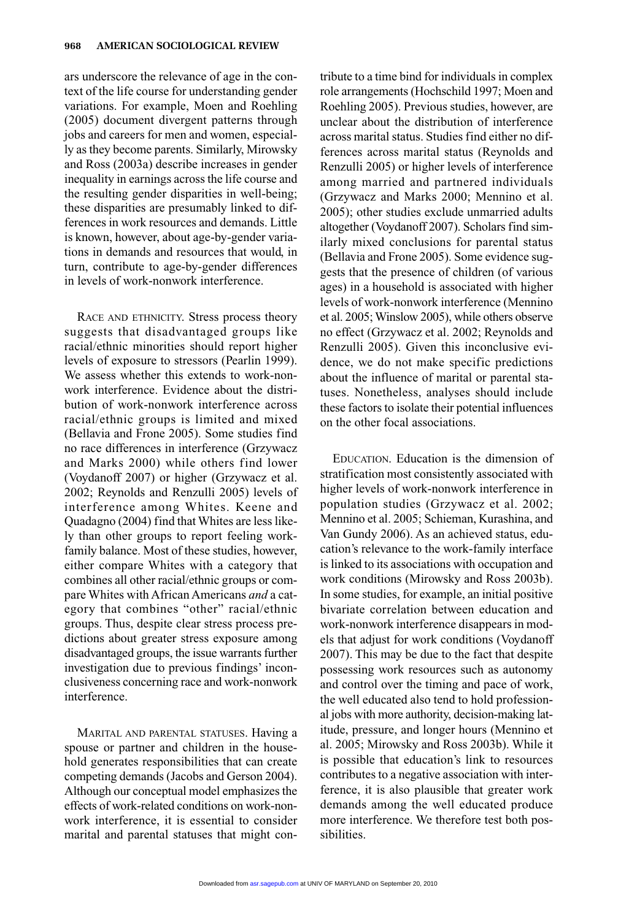ars underscore the relevance of age in the context of the life course for understanding gender variations. For example, Moen and Roehling (2005) document divergent patterns through jobs and careers for men and women, especially as they become parents. Similarly, Mirowsky and Ross (2003a) describe increases in gender inequality in earnings across the life course and the resulting gender disparities in well-being; these disparities are presumably linked to differences in work resources and demands. Little is known, however, about age-by-gender variations in demands and resources that would, in turn, contribute to age-by-gender differences in levels of work-nonwork interference.

RACE AND ETHNICITY. Stress process theory suggests that disadvantaged groups like racial/ethnic minorities should report higher levels of exposure to stressors (Pearlin 1999). We assess whether this extends to work-nonwork interference. Evidence about the distribution of work-nonwork interference across racial/ethnic groups is limited and mixed (Bellavia and Frone 2005). Some studies find no race differences in interference (Grzywacz and Marks 2000) while others find lower (Voydanoff 2007) or higher (Grzywacz et al. 2002; Reynolds and Renzulli 2005) levels of interference among Whites. Keene and Quadagno (2004) find that Whites are less likely than other groups to report feeling work-family balance. Most of these studies, however, either compare Whites with a category that combines all other racial/ethnic groups or compare Whites with African Americans *and* a category that combines "other" racial/ethnic groups. Thus, despite clear stress process predictions about greater stress exposure among disadvantaged groups, the issue warrants further investigation due to previous findings' inconclusiveness concerning race and work-nonwork interference.

MARITAL AND PARENTAL STATUSES. Having a spouse or partner and children in the household generates responsibilities that can create competing demands (Jacobs and Gerson 2004). Although our conceptual model emphasizes the effects of work-related conditions on work-nonwork interference, it is essential to consider marital and parental statuses that might contribute to a time bind for individuals in complex role arrangements (Hochschild 1997; Moen and Roehling 2005). Previous studies, however, are unclear about the distribution of interference across marital status. Studies find either no differences across marital status (Reynolds and Renzulli 2005) or higher levels of interference among married and partnered individuals (Grzywacz and Marks 2000; Mennino et al. 2005); other studies exclude unmarried adults altogether (Voydanoff 2007). Scholars find similarly mixed conclusions for parental status (Bellavia and Frone 2005). Some evidence suggests that the presence of children (of various ages) in a household is associated with higher levels of work-nonwork interference (Mennino et al. 2005; Winslow 2005), while others observe no effect (Grzywacz et al. 2002; Reynolds and Renzulli 2005). Given this inconclusive evidence, we do not make specific predictions about the influence of marital or parental statuses. Nonetheless, analyses should include these factors to isolate their potential influences on the other focal associations.

EDUCATION. Education is the dimension of stratification most consistently associated with higher levels of work-nonwork interference in population studies (Grzywacz et al. 2002; Mennino et al. 2005; Schieman, Kurashina, and Van Gundy 2006). As an achieved status, education's relevance to the work-family interface is linked to its associations with occupation and work conditions (Mirowsky and Ross 2003b). In some studies, for example, an initial positive bivariate correlation between education and work-nonwork interference disappears in models that adjust for work conditions (Voydanoff 2007). This may be due to the fact that despite possessing work resources such as autonomy and control over the timing and pace of work, the well educated also tend to hold professional jobs with more authority, decision-making latitude, pressure, and longer hours (Mennino et al. 2005; Mirowsky and Ross 2003b). While it is possible that education's link to resources contributes to a negative association with interference, it is also plausible that greater work demands among the well educated produce more interference. We therefore test both possibilities.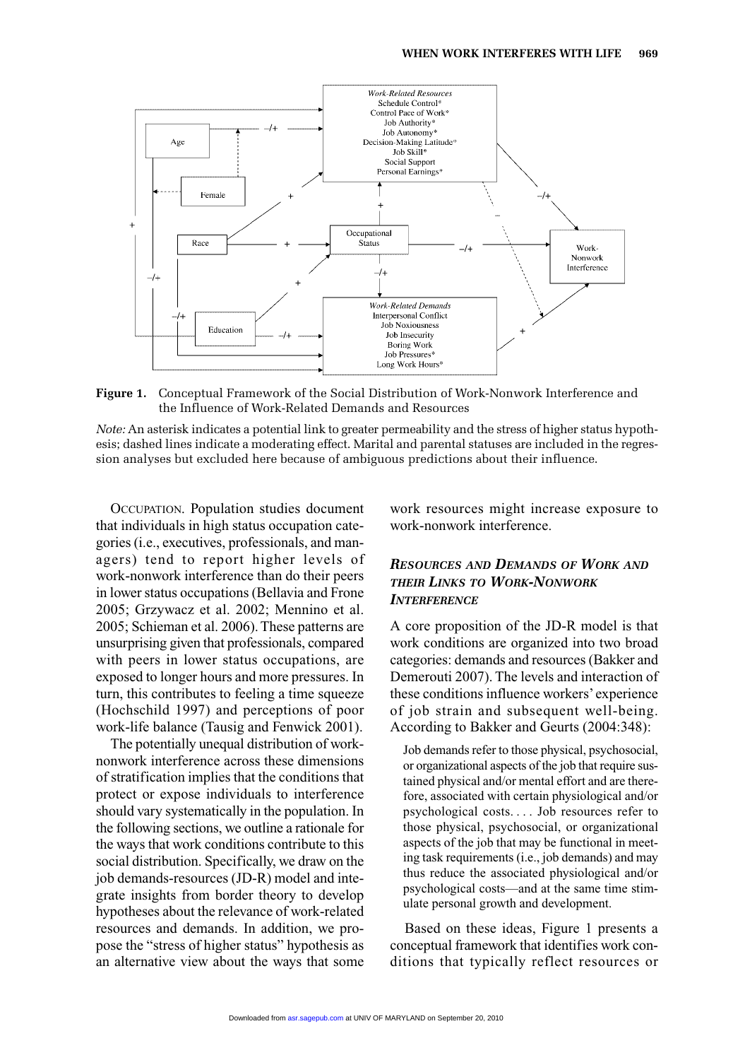**Figure 1.** Conceptual Framework of the Social Distribution of Work-Nonwork Interference and the Influence of Work-Related Demands and Resources

*Note:* An asterisk indicates a potential link to greater permeability and the stress of higher status hypothesis; dashed lines indicate a moderating effect. Marital and parental statuses are included in the regression analyses but excluded here because of ambiguous predictions about their influence.

OCCUPATION. Population studies document that individuals in high status occupation categories (i.e., executives, professionals, and managers) tend to report higher levels of work-nonwork interference than do their peers in lower status occupations (Bellavia and Frone 2005; Grzywacz et al. 2002; Mennino et al. 2005; Schieman et al. 2006). These patterns are unsurprising given that professionals, compared with peers in lower status occupations, are exposed to longer hours and more pressures. In turn, this contributes to feeling a time squeeze (Hochschild 1997) and perceptions of poor work-life balance (Tausig and Fenwick 2001).

The potentially unequal distribution of work-nonwork interference across these dimensions of stratification implies that the conditions that protect or expose individuals to interference should vary systematically in the population. In the following sections, we outline a rationale for the ways that work conditions contribute to this social distribution. Specifically, we draw on the job demands-resources (JD-R) model and integrate insights from border theory to develop hypotheses about the relevance of work-related resources and demands. In addition, we propose the "stress of higher status" hypothesis as an alternative view about the ways that some work resources might increase exposure to work-nonwork interference.

## *RESOURCES AND DEMANDS OF WORK AND THEIR LINKS TO WORK-NONWORK INTERFERENCE*

A core proposition of the JD-R model is that work conditions are organized into two broad categories: demands and resources (Bakker and Demerouti 2007). The levels and interaction of these conditions influence workers' experience of job strain and subsequent well-being. According to Bakker and Geurts (2004:348):

> Job demands refer to those physical, psychosocial, or organizational aspects of the job that require sustained physical and/or mental effort and are therefore, associated with certain physiological and/or psychological costs. . . . Job resources refer to those physical, psychosocial, or organizational aspects of the job that may be functional in meeting task requirements (i.e., job demands) and may thus reduce the associated physiological and/or psychological costs—and at the same time stimulate personal growth and development.

Based on these ideas, Figure 1 presents a conceptual framework that identifies work conditions that typically reflect resources or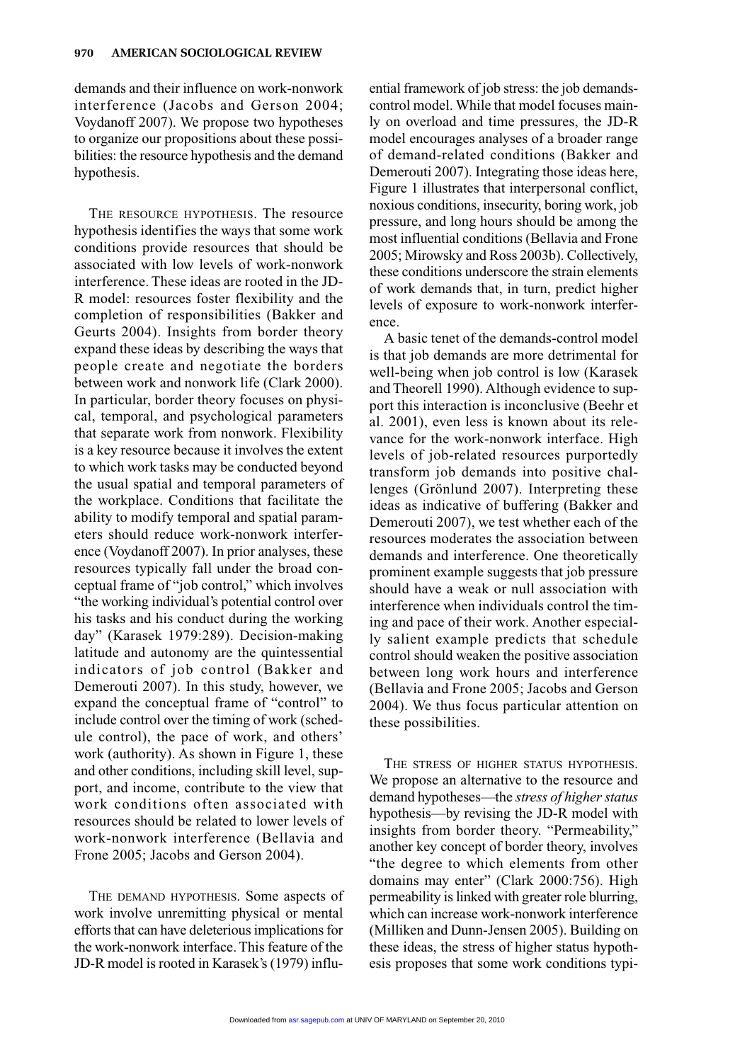demands and their influence on work-nonwork interference (Jacobs and Gerson 2004; Voydanoff 2007). We propose two hypotheses to organize our propositions about these possibilities: the resource hypothesis and the demand hypothesis.

THE RESOURCE HYPOTHESIS. The resource hypothesis identifies the ways that some work conditions provide resources that should be associated with low levels of work-nonwork interference. These ideas are rooted in the JD-R model: resources foster flexibility and the completion of responsibilities (Bakker and Geurts 2004). Insights from border theory expand these ideas by describing the ways that people create and negotiate the borders between work and nonwork life (Clark 2000). In particular, border theory focuses on physical, temporal, and psychological parameters that separate work from nonwork. Flexibility is a key resource because it involves the extent to which work tasks may be conducted beyond the usual spatial and temporal parameters of the workplace. Conditions that facilitate the ability to modify temporal and spatial parameters should reduce work-nonwork interference (Voydanoff 2007). In prior analyses, these resources typically fall under the broad conceptual frame of "job control," which involves "the working individual's potential control over his tasks and his conduct during the working day" (Karasek 1979:289). Decision-making latitude and autonomy are the quintessential indicators of job control (Bakker and Demerouti 2007). In this study, however, we expand the conceptual frame of "control" to include control over the timing of work (schedule control), the pace of work, and others' work (authority). As shown in Figure 1, these and other conditions, including skill level, support, and income, contribute to the view that work conditions often associated with resources should be related to lower levels of work-nonwork interference (Bellavia and Frone 2005; Jacobs and Gerson 2004).

THE DEMAND HYPOTHESIS. Some aspects of work involve unremitting physical or mental efforts that can have deleterious implications for the work-nonwork interface. This feature of the JD-R model is rooted in Karasek's (1979) influential framework of job stress: the job demands-control model. While that model focuses mainly on overload and time pressures, the JD-R model encourages analyses of a broader range of demand-related conditions (Bakker and Demerouti 2007). Integrating those ideas here, Figure 1 illustrates that interpersonal conflict, noxious conditions, insecurity, boring work, job pressure, and long hours should be among the most influential conditions (Bellavia and Frone 2005; Mirowsky and Ross 2003b). Collectively, these conditions underscore the strain elements of work demands that, in turn, predict higher levels of exposure to work-nonwork interference.

A basic tenet of the demands-control model is that job demands are more detrimental for well-being when job control is low (Karasek and Theorell 1990). Although evidence to support this interaction is inconclusive (Beehr et al. 2001), even less is known about its relevance for the work-nonwork interface. High levels of job-related resources purportedly transform job demands into positive challenges (Grönlund 2007). Interpreting these ideas as indicative of buffering (Bakker and Demerouti 2007), we test whether each of the resources moderates the association between demands and interference. One theoretically prominent example suggests that job pressure should have a weak or null association with interference when individuals control the timing and pace of their work. Another especially salient example predicts that schedule control should weaken the positive association between long work hours and interference (Bellavia and Frone 2005; Jacobs and Gerson 2004). We thus focus particular attention on these possibilities.

THE STRESS OF HIGHER STATUS HYPOTHESIS. We propose an alternative to the resource and demand hypotheses—the *stress of higher status* hypothesis—by revising the JD-R model with insights from border theory. "Permeability," another key concept of border theory, involves "the degree to which elements from other domains may enter" (Clark 2000:756). High permeability is linked with greater role blurring, which can increase work-nonwork interference (Milliken and Dunn-Jensen 2005). Building on these ideas, the stress of higher status hypothesis proposes that some work conditions typi-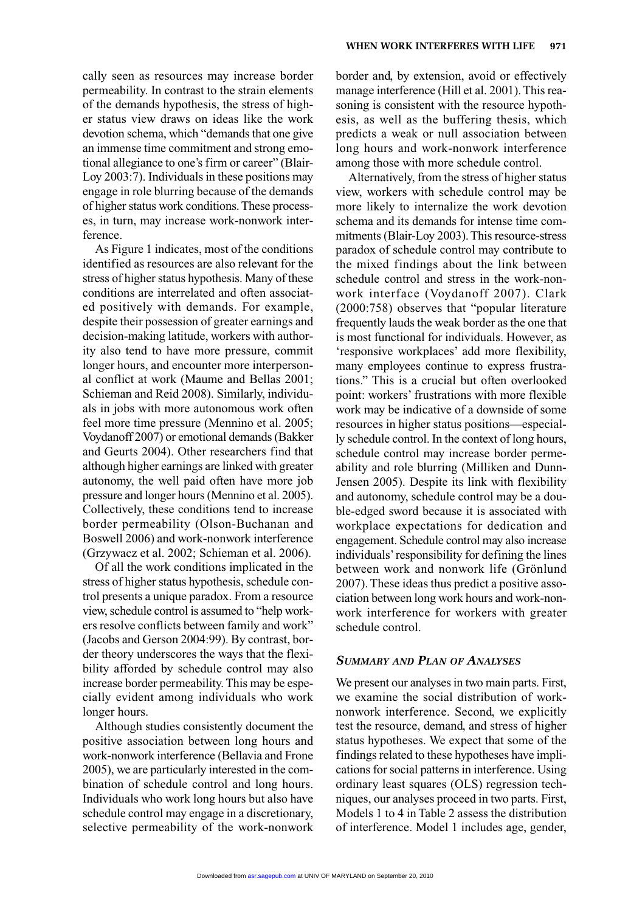cally seen as resources may increase border permeability. In contrast to the strain elements of the demands hypothesis, the stress of higher status view draws on ideas like the work devotion schema, which "demands that one give an immense time commitment and strong emotional allegiance to one's firm or career" (Blair-Loy 2003:7). Individuals in these positions may engage in role blurring because of the demands of higher status work conditions. These processes, in turn, may increase work-nonwork interference.

As Figure 1 indicates, most of the conditions identified as resources are also relevant for the stress of higher status hypothesis. Many of these conditions are interrelated and often associated positively with demands. For example, despite their possession of greater earnings and decision-making latitude, workers with authority also tend to have more pressure, commit longer hours, and encounter more interpersonal conflict at work (Maume and Bellas 2001; Schieman and Reid 2008). Similarly, individuals in jobs with more autonomous work often feel more time pressure (Mennino et al. 2005; Voydanoff 2007) or emotional demands (Bakker and Geurts 2004). Other researchers find that although higher earnings are linked with greater autonomy, the well paid often have more job pressure and longer hours (Mennino et al. 2005). Collectively, these conditions tend to increase border permeability (Olson-Buchanan and Boswell 2006) and work-nonwork interference (Grzywacz et al. 2002; Schieman et al. 2006).

Of all the work conditions implicated in the stress of higher status hypothesis, schedule control presents a unique paradox. From a resource view, schedule control is assumed to "help workers resolve conflicts between family and work" (Jacobs and Gerson 2004:99). By contrast, border theory underscores the ways that the flexibility afforded by schedule control may also increase border permeability. This may be especially evident among individuals who work longer hours.

Although studies consistently document the positive association between long hours and work-nonwork interference (Bellavia and Frone 2005), we are particularly interested in the combination of schedule control and long hours. Individuals who work long hours but also have schedule control may engage in a discretionary, selective permeability of the work-nonwork border and, by extension, avoid or effectively manage interference (Hill et al. 2001). This reasoning is consistent with the resource hypothesis, as well as the buffering thesis, which predicts a weak or null association between long hours and work-nonwork interference among those with more schedule control.

Alternatively, from the stress of higher status view, workers with schedule control may be more likely to internalize the work devotion schema and its demands for intense time commitments (Blair-Loy 2003). This resource-stress paradox of schedule control may contribute to the mixed findings about the link between schedule control and stress in the work-nonwork interface (Voydanoff 2007). Clark (2000:758) observes that "popular literature frequently lauds the weak border as the one that is most functional for individuals. However, as 'responsive workplaces' add more flexibility, many employees continue to express frustrations." This is a crucial but often overlooked point: workers' frustrations with more flexible work may be indicative of a downside of some resources in higher status positions—especially schedule control. In the context of long hours, schedule control may increase border permeability and role blurring (Milliken and Dunn-Jensen 2005). Despite its link with flexibility and autonomy, schedule control may be a double-edged sword because it is associated with workplace expectations for dedication and engagement. Schedule control may also increase individuals' responsibility for defining the lines between work and nonwork life (Grönlund 2007). These ideas thus predict a positive association between long work hours and work-nonwork interference for workers with greater schedule control.

### *Summary and Plan of Analyses*

We present our analyses in two main parts. First, we examine the social distribution of work-nonwork interference. Second, we explicitly test the resource, demand, and stress of higher status hypotheses. We expect that some of the findings related to these hypotheses have implications for social patterns in interference. Using ordinary least squares (OLS) regression techniques, our analyses proceed in two parts. First, Models 1 to 4 in Table 2 assess the distribution of interference. Model 1 includes age, gender,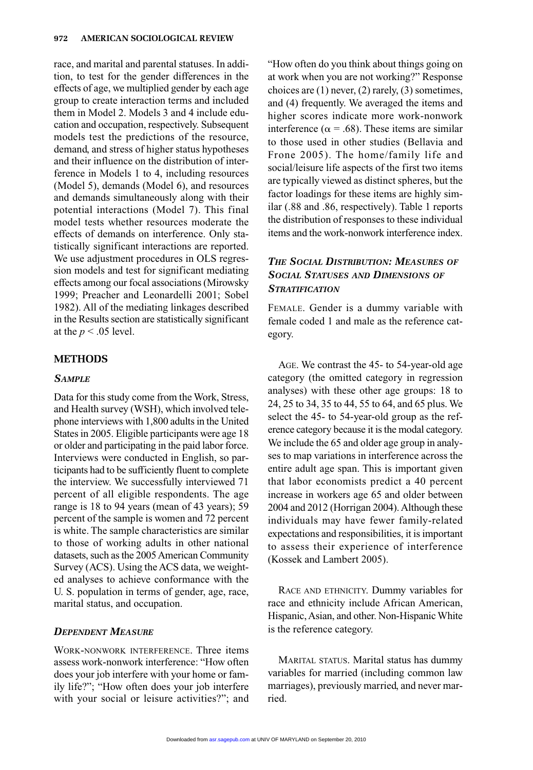race, and marital and parental statuses. In addition, to test for the gender differences in the effects of age, we multiplied gender by each age group to create interaction terms and included them in Model 2. Models 3 and 4 include education and occupation, respectively. Subsequent models test the predictions of the resource, demand, and stress of higher status hypotheses and their influence on the distribution of interference in Models 1 to 4, including resources (Model 5), demands (Model 6), and resources and demands simultaneously along with their potential interactions (Model 7). This final model tests whether resources moderate the effects of demands on interference. Only statistically significant interactions are reported. We use adjustment procedures in OLS regression models and test for significant mediating effects among our focal associations (Mirowsky 1999; Preacher and Leonardelli 2001; Sobel 1982). All of the mediating linkages described in the Results section are statistically significant at the $p < .05$ level.

## METHODS

### *SAMPLE*

Data for this study come from the Work, Stress, and Health survey (WSH), which involved telephone interviews with 1,800 adults in the United States in 2005. Eligible participants were age 18 or older and participating in the paid labor force. Interviews were conducted in English, so participants had to be sufficiently fluent to complete the interview. We successfully interviewed 71 percent of all eligible respondents. The age range is 18 to 94 years (mean of 43 years); 59 percent of the sample is women and 72 percent is white. The sample characteristics are similar to those of working adults in other national datasets, such as the 2005 American Community Survey (ACS). Using the ACS data, we weighted analyses to achieve conformance with the U. S. population in terms of gender, age, race, marital status, and occupation.

### *DEPENDENT MEASURE*

WORK-NONWORK INTERFERENCE. Three items assess work-nonwork interference: "How often does your job interfere with your home or family life?"; "How often does your job interfere with your social or leisure activities?"; and "How often do you think about things going on at work when you are not working?" Response choices are (1) never, (2) rarely, (3) sometimes, and (4) frequently. We averaged the items and higher scores indicate more work-nonwork interference ($\alpha = .68$). These items are similar to those used in other studies (Bellavia and Frone 2005). The home/family life and social/leisure life aspects of the first two items are typically viewed as distinct spheres, but the factor loadings for these items are highly similar (.88 and .86, respectively). Table 1 reports the distribution of responses to these individual items and the work-nonwork interference index.

### *THE SOCIAL DISTRIBUTION: MEASURES OF SOCIAL STATUSES AND DIMENSIONS OF STRATIFICATION*

FEMALE. Gender is a dummy variable with female coded 1 and male as the reference category.

AGE. We contrast the 45- to 54-year-old age category (the omitted category in regression analyses) with these other age groups: 18 to 24, 25 to 34, 35 to 44, 55 to 64, and 65 plus. We select the 45- to 54-year-old group as the reference category because it is the modal category. We include the 65 and older age group in analyses to map variations in interference across the entire adult age span. This is important given that labor economists predict a 40 percent increase in workers age 65 and older between 2004 and 2012 (Horrigan 2004). Although these individuals may have fewer family-related expectations and responsibilities, it is important to assess their experience of interference (Kossek and Lambert 2005).

RACE AND ETHNICITY. Dummy variables for race and ethnicity include African American, Hispanic, Asian, and other. Non-Hispanic White is the reference category.

MARITAL STATUS. Marital status has dummy variables for married (including common law marriages), previously married, and never married.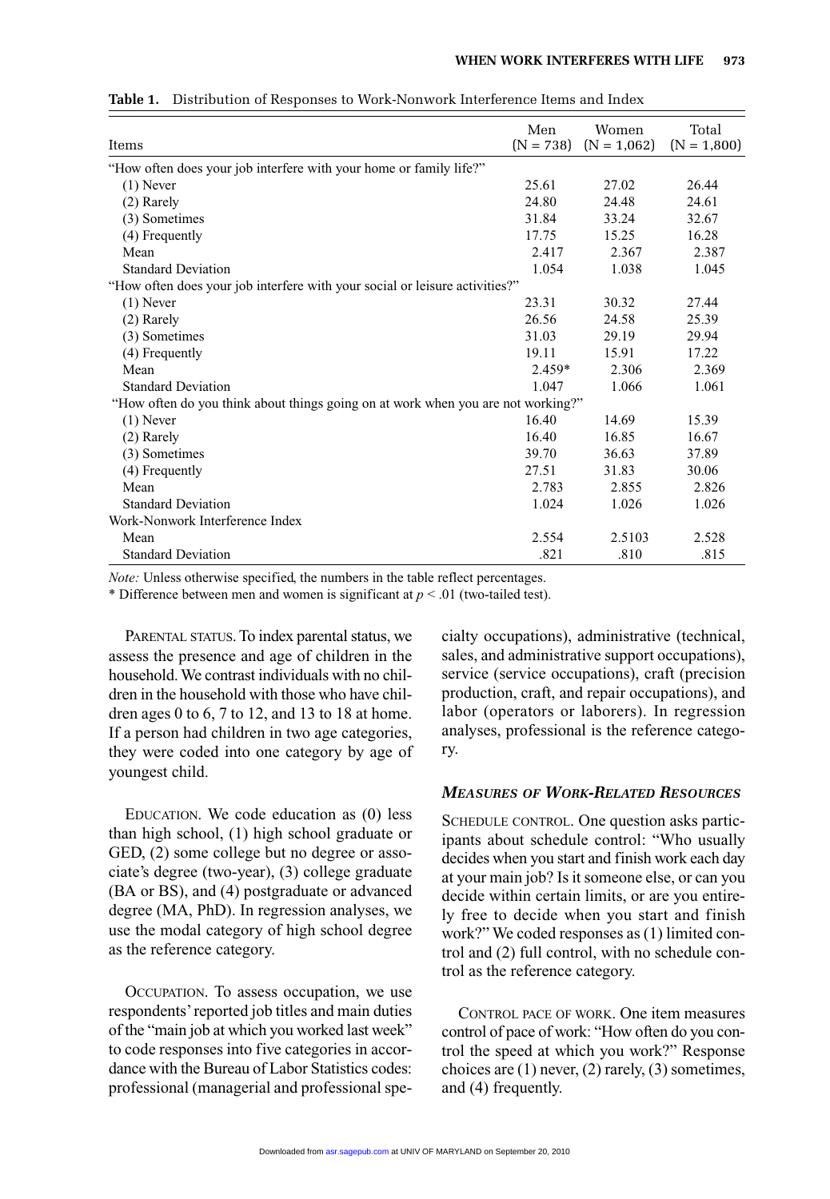**Table 1.** Distribution of Responses to Work-Nonwork Interference Items and Index

| Items | Men (N = 738) | Women (N = 1,062) | Total (N = 1,800) |
|---|---|---|---|
| "How often does your job interfere with your home or family life?" | | | |
| (1) Never | 25.61 | 27.02 | 26.44 |
| (2) Rarely | 24.80 | 24.48 | 24.61 |
| (3) Sometimes | 31.84 | 33.24 | 32.67 |
| (4) Frequently | 17.75 | 15.25 | 16.28 |
| Mean | 2.417 | 2.367 | 2.387 |
| Standard Deviation | 1.054 | 1.038 | 1.045 |
| "How often does your job interfere with your social or leisure activities?" | | | |
| (1) Never | 23.31 | 30.32 | 27.44 |
| (2) Rarely | 26.56 | 24.58 | 25.39 |
| (3) Sometimes | 31.03 | 29.19 | 29.94 |
| (4) Frequently | 19.11 | 15.91 | 17.22 |
| Mean | 2.459* | 2.306 | 2.369 |
| Standard Deviation | 1.047 | 1.066 | 1.061 |
| "How often do you think about things going on at work when you are not working?" | | | |
| (1) Never | 16.40 | 14.69 | 15.39 |
| (2) Rarely | 16.40 | 16.85 | 16.67 |
| (3) Sometimes | 39.70 | 36.63 | 37.89 |
| (4) Frequently | 27.51 | 31.83 | 30.06 |
| Mean | 2.783 | 2.855 | 2.826 |
| Standard Deviation | 1.024 | 1.026 | 1.026 |
| Work-Nonwork Interference Index | | | |
| Mean | 2.554 | 2.5103 | 2.528 |
| Standard Deviation | .821 | .810 | .815 |

*Note:* Unless otherwise specified, the numbers in the table reflect percentages.

\* Difference between men and women is significant at $p < .01$ (two-tailed test).

PARENTAL STATUS. To index parental status, we assess the presence and age of children in the household. We contrast individuals with no children in the household with those who have children ages 0 to 6, 7 to 12, and 13 to 18 at home. If a person had children in two age categories, they were coded into one category by age of youngest child.

EDUCATION. We code education as (0) less than high school, (1) high school graduate or GED, (2) some college but no degree or associate's degree (two-year), (3) college graduate (BA or BS), and (4) postgraduate or advanced degree (MA, PhD). In regression analyses, we use the modal category of high school degree as the reference category.

OCCUPATION. To assess occupation, we use respondents' reported job titles and main duties of the "main job at which you worked last week" to code responses into five categories in accordance with the Bureau of Labor Statistics codes: professional (managerial and professional specialty occupations), administrative (technical, sales, and administrative support occupations), service (service occupations), craft (precision production, craft, and repair occupations), and labor (operators or laborers). In regression analyses, professional is the reference category.

### *MEASURES OF WORK-RELATED RESOURCES*

SCHEDULE CONTROL. One question asks participants about schedule control: "Who usually decides when you start and finish work each day at your main job? Is it someone else, or can you decide within certain limits, or are you entirely free to decide when you start and finish work?" We coded responses as (1) limited control and (2) full control, with no schedule control as the reference category.

CONTROL PACE OF WORK. One item measures control of pace of work: "How often do you control the speed at which you work?" Response choices are (1) never, (2) rarely, (3) sometimes, and (4) frequently.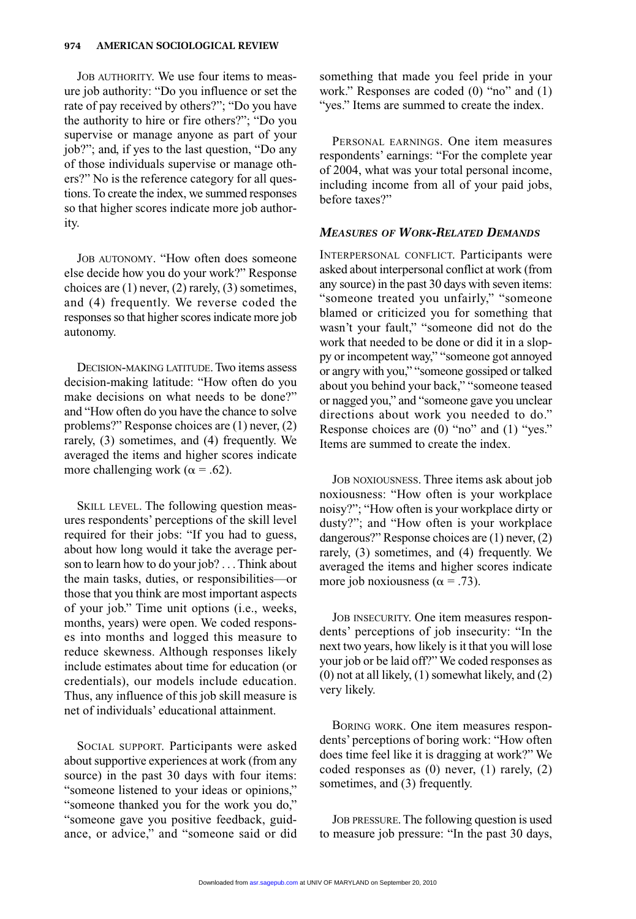JOB AUTHORITY. We use four items to measure job authority: "Do you influence or set the rate of pay received by others?"; "Do you have the authority to hire or fire others?"; "Do you supervise or manage anyone as part of your job?"; and, if yes to the last question, "Do any of those individuals supervise or manage others?" No is the reference category for all questions. To create the index, we summed responses so that higher scores indicate more job authority.

JOB AUTONOMY. "How often does someone else decide how you do your work?" Response choices are (1) never, (2) rarely, (3) sometimes, and (4) frequently. We reverse coded the responses so that higher scores indicate more job autonomy.

DECISION-MAKING LATITUDE. Two items assess decision-making latitude: "How often do you make decisions on what needs to be done?" and "How often do you have the chance to solve problems?" Response choices are (1) never, (2) rarely, (3) sometimes, and (4) frequently. We averaged the items and higher scores indicate more challenging work ($\alpha = .62$).

SKILL LEVEL. The following question measures respondents' perceptions of the skill level required for their jobs: "If you had to guess, about how long would it take the average person to learn how to do your job? . . . Think about the main tasks, duties, or responsibilities—or those that you think are most important aspects of your job." Time unit options (i.e., weeks, months, years) were open. We coded responses into months and logged this measure to reduce skewness. Although responses likely include estimates about time for education (or credentials), our models include education. Thus, any influence of this job skill measure is net of individuals' educational attainment.

SOCIAL SUPPORT. Participants were asked about supportive experiences at work (from any source) in the past 30 days with four items: "someone listened to your ideas or opinions," "someone thanked you for the work you did," "someone gave you positive feedback, guidance, or advice," and "someone said or did something that made you feel pride in your work." Responses are coded (0) "no" and (1) "yes." Items are summed to create the index.

PERSONAL EARNINGS. One item measures respondents' earnings: "For the complete year of 2004, what was your total personal income, including income from all of your paid jobs, before taxes?"

### *MEASURES OF WORK-RELATED DEMANDS*

INTERPERSONAL CONFLICT. Participants were asked about interpersonal conflict at work (from any source) in the past 30 days with seven items: "someone treated you unfairly," "someone blamed or criticized you for something that wasn't your fault," "someone did not do the work that needed to be done or did it in a sloppy or incompetent way," "someone got annoyed or angry with you," "someone gossiped or talked about you behind your back," "someone teased or nagged you," and "someone gave you unclear directions about work you needed to do." Response choices are (0) "no" and (1) "yes." Items are summed to create the index.

JOB NOXIOUSNESS. Three items ask about job noxiousness: "How often is your workplace noisy?"; "How often is your workplace dirty or dusty?"; and "How often is your workplace dangerous?" Response choices are (1) never, (2) rarely, (3) sometimes, and (4) frequently. We averaged the items and higher scores indicate more job noxiousness ($\alpha = .73$).

JOB INSECURITY. One item measures respondents' perceptions of job insecurity: "In the next two years, how likely is it that you will lose your job or be laid off?" We coded responses as (0) not at all likely, (1) somewhat likely, and (2) very likely.

BORING WORK. One item measures respondents' perceptions of boring work: "How often does time feel like it is dragging at work?" We coded responses as (0) never, (1) rarely, (2) sometimes, and (3) frequently.

JOB PRESSURE. The following question is used to measure job pressure: "In the past 30 days,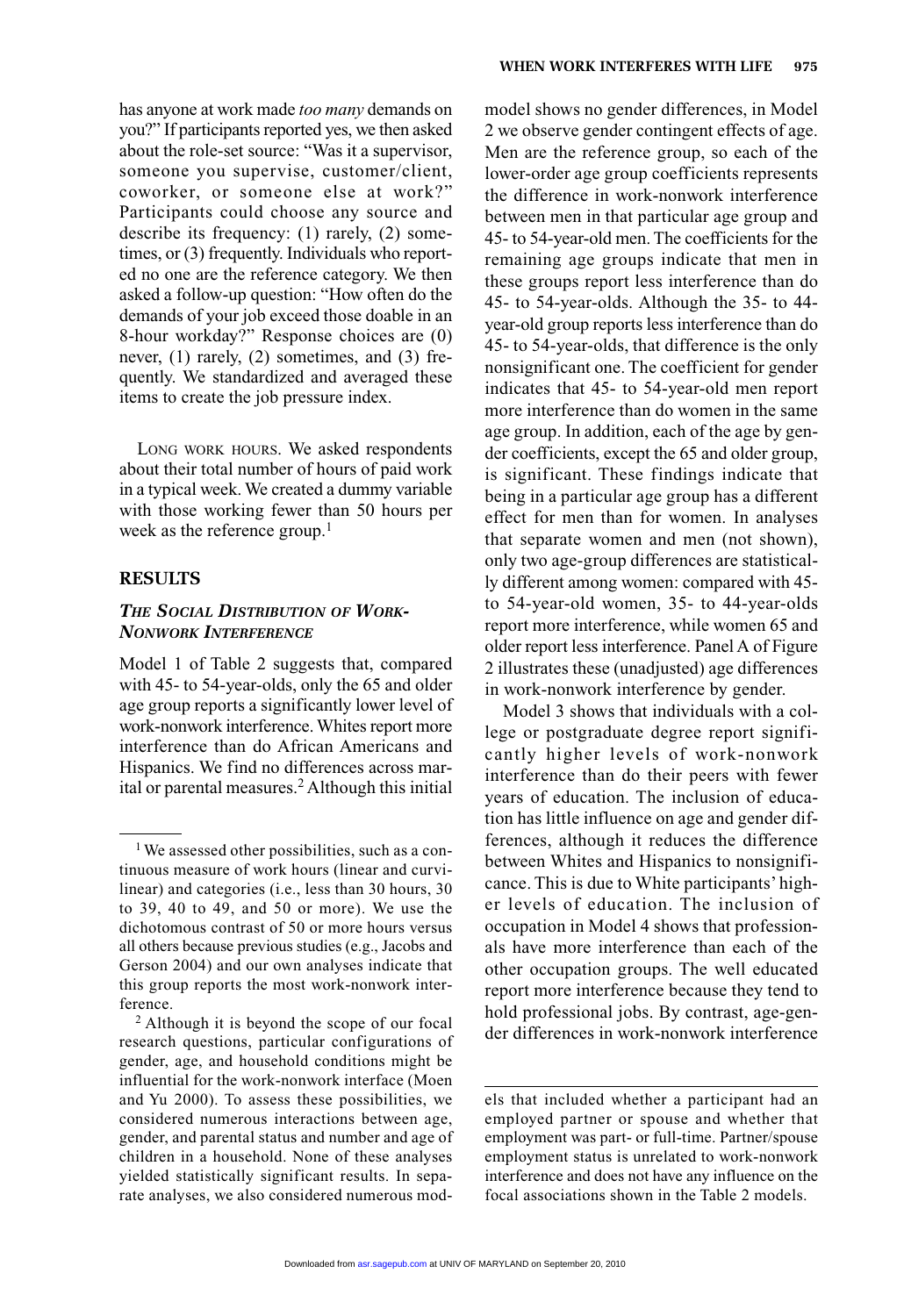has anyone at work made *too many* demands on you?" If participants reported yes, we then asked about the role-set source: "Was it a supervisor, someone you supervise, customer/client, coworker, or someone else at work?" Participants could choose any source and describe its frequency: (1) rarely, (2) sometimes, or (3) frequently. Individuals who reported no one are the reference category. We then asked a follow-up question: "How often do the demands of your job exceed those doable in an 8-hour workday?" Response choices are (0) never, (1) rarely, (2) sometimes, and (3) frequently. We standardized and averaged these items to create the job pressure index.

LONG WORK HOURS. We asked respondents about their total number of hours of paid work in a typical week. We created a dummy variable with those working fewer than 50 hours per week as the reference group.[1]

## RESULTS

### *THE SOCIAL DISTRIBUTION OF WORK-NONWORK INTERFERENCE*

Model 1 of Table 2 suggests that, compared with 45- to 54-year-olds, only the 65 and older age group reports a significantly lower level of work-nonwork interference. Whites report more interference than do African Americans and Hispanics. We find no differences across marital or parental measures.[2] Although this initial model shows no gender differences, in Model 2 we observe gender contingent effects of age. Men are the reference group, so each of the lower-order age group coefficients represents the difference in work-nonwork interference between men in that particular age group and 45- to 54-year-old men. The coefficients for the remaining age groups indicate that men in these groups report less interference than do 45- to 54-year-olds. Although the 35- to 44-year-old group reports less interference than do 45- to 54-year-olds, that difference is the only nonsignificant one. The coefficient for gender indicates that 45- to 54-year-old men report more interference than do women in the same age group. In addition, each of the age by gender coefficients, except the 65 and older group, is significant. These findings indicate that being in a particular age group has a different effect for men than for women. In analyses that separate women and men (not shown), only two age-group differences are statistically different among women: compared with 45- to 54-year-old women, 35- to 44-year-olds report more interference, while women 65 and older report less interference. Panel A of Figure 2 illustrates these (unadjusted) age differences in work-nonwork interference by gender.

Model 3 shows that individuals with a college or postgraduate degree report significantly higher levels of work-nonwork interference than do their peers with fewer years of education. The inclusion of education has little influence on age and gender differences, although it reduces the difference between Whites and Hispanics to nonsignificance. This is due to White participants' higher levels of education. The inclusion of occupation in Model 4 shows that professionals have more interference than each of the other occupation groups. The well educated report more interference because they tend to hold professional jobs. By contrast, age-gender differences in work-nonwork interference

---

[1] We assessed other possibilities, such as a continuous measure of work hours (linear and curvilinear) and categories (i.e., less than 30 hours, 30 to 39, 40 to 49, and 50 or more). We use the dichotomous contrast of 50 or more hours versus all others because previous studies (e.g., Jacobs and Gerson 2004) and our own analyses indicate that this group reports the most work-nonwork interference.

[2] Although it is beyond the scope of our focal research questions, particular configurations of gender, age, and household conditions might be influential for the work-nonwork interface (Moen and Yu 2000). To assess these possibilities, we considered numerous interactions between age, gender, and parental status and number and age of children in a household. None of these analyses yielded statistically significant results. In separate analyses, we also considered numerous models that included whether a participant had an employed partner or spouse and whether that employment was part- or full-time. Partner/spouse employment status is unrelated to work-nonwork interference and does not have any influence on the focal associations shown in the Table 2 models.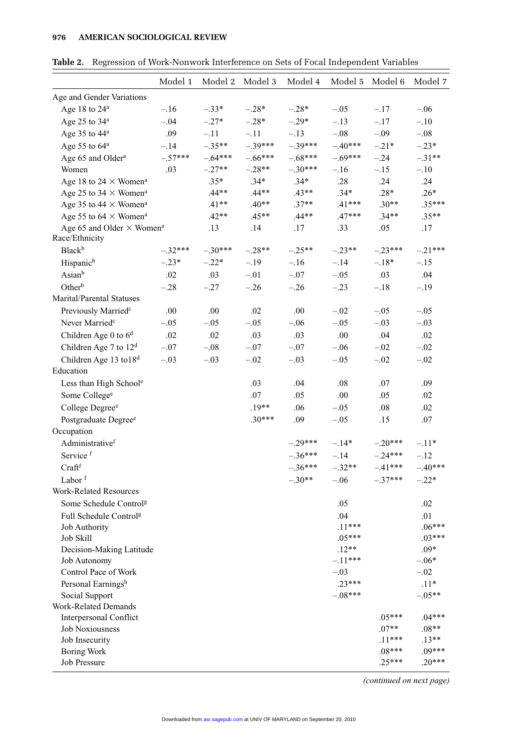**Table 2.** Regression of Work-Nonwork Interference on Sets of Focal Independent Variables

| | Model 1 | Model 2 | Model 3 | Model 4 | Model 5 | Model 6 | Model 7 |
|---|---|---|---|---|---|---|---|
| Age and Gender Variations | | | | | | | |
| Age 18 to 24[a] | –.16 | –.33* | –.28* | –.28* | –.05 | –.17 | –.06 |
| Age 25 to 34[a] | –.04 | –.27* | –.28* | –.29* | –.13 | –.17 | –.10 |
| Age 35 to 44[a] | .09 | –.11 | –.11 | –.13 | –.08 | –.09 | –.08 |
| Age 55 to 64[a] | –.14 | –.35** | –.39*** | –.39*** | –.40*** | –.21* | –.23* |
| Age 65 and Older[a] | –.57*** | –.64*** | –.66*** | –.68*** | –.69*** | –.24 | –.31** |
| Women | .03 | –.27** | –.28** | –.30*** | –.16 | –.15 | –.10 |
| Age 18 to 24 × Women[a] | | .35* | .34* | .34* | .28 | .24 | .24 |
| Age 25 to 34 × Women[a] | | .44** | .44** | .43** | .34* | .28* | .26* |
| Age 35 to 44 × Women[a] | | .41** | .40** | .37** | .41*** | .30** | .35*** |
| Age 55 to 64 × Women[a] | | .42** | .45** | .44** | .47*** | .34** | .35** |
| Age 65 and Older × Women[a] | | .13 | .14 | .17 | .33 | .05 | .17 |
| Race/Ethnicity | | | | | | | |
| Black[b] | –.32*** | –.30*** | –.28** | –.25** | –.23** | –.23*** | –.21*** |
| Hispanic[b] | –.23* | –.22* | –.19 | –.16 | –.14 | –.18* | –.15 |
| Asian[b] | .02 | .03 | –.01 | –.07 | –.05 | .03 | .04 |
| Other[b] | –.28 | –.27 | –.26 | –.26 | –.23 | –.18 | –.19 |
| Marital/Parental Statuses | | | | | | | |
| Previously Married[c] | .00 | .00 | .02 | .00 | –.02 | –.05 | –.05 |
| Never Married[c] | –.05 | –.05 | –.05 | –.06 | –.05 | –.03 | –.03 |
| Children Age 0 to 6[d] | .02 | .02 | .03 | .03 | .00 | .04 | .02 |
| Children Age 7 to 12[d] | –.07 | –.08 | –.07 | –.07 | –.06 | –.02 | –.02 |
| Children Age 13 to18[d] | –.03 | –.03 | –.02 | –.03 | –.05 | –.02 | –.02 |
| Education | | | | | | | |
| Less than High School[e] | | | .03 | .04 | .08 | .07 | .09 |
| Some College[e] | | | .07 | .05 | .00 | .05 | .02 |
| College Degree[e] | | | .19** | .06 | –.05 | .08 | .02 |
| Postgraduate Degree[e] | | | .30*** | .09 | –.05 | .15 | .07 |
| Occupation | | | | | | | |
| Administrative[f] | | | | –.29*** | –.14* | –.20*** | –.11* |
| Service [f] | | | | –.36*** | –.14 | –.24*** | –.12 |
| Craft[f] | | | | –.36*** | –.32** | –.41*** | –.40*** |
| Labor [f] | | | | –.30** | –.06 | –.37*** | –.22* |
| Work-Related Resources | | | | | | | |
| Some Schedule Control[g] | | | | | .05 | | .02 |
| Full Schedule Control[g] | | | | | .04 | | .01 |
| Job Authority | | | | | .11*** | | .06*** |
| Job Skill | | | | | .05*** | | .03*** |
| Decision-Making Latitude | | | | | .12** | | .09* |
| Job Autonomy | | | | | –.11*** | | –.06* |
| Control Pace of Work | | | | | –.03 | | –.02 |
| Personal Earnings[h] | | | | | .23*** | | .11* |
| Social Support | | | | | –.08*** | | –.05** |
| Work-Related Demands | | | | | | | |
| Interpersonal Conflict | | | | | | .05*** | .04*** |
| Job Noxiousness | | | | | | .07** | .08** |
| Job Insecurity | | | | | | .11*** | .13** |
| Boring Work | | | | | | .08*** | .09*** |
| Job Pressure | | | | | | .25*** | .20*** |

*(continued on next page)*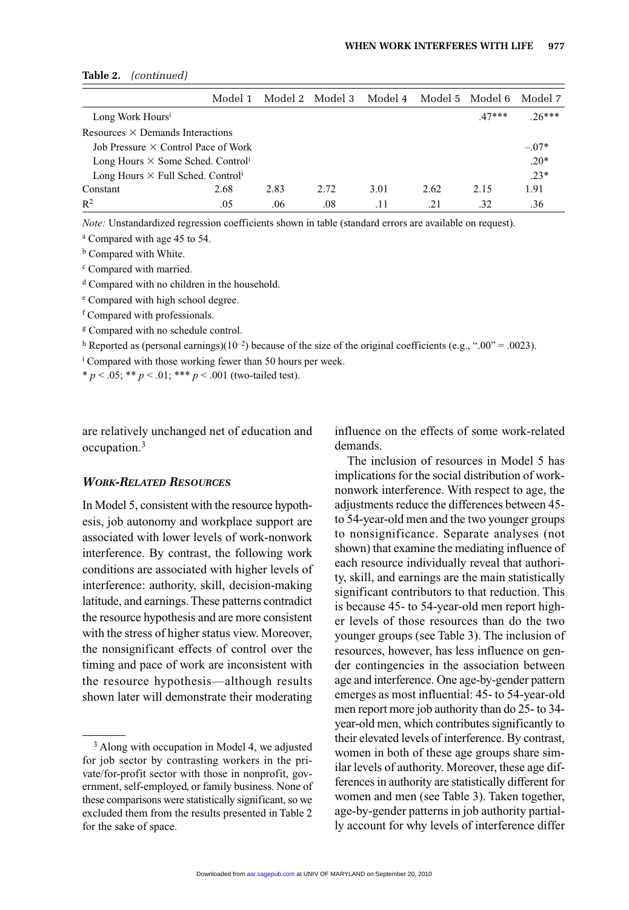**Table 2.** *(continued)*

| | Model 1 | Model 2 | Model 3 | Model 4 | Model 5 | Model 6 | Model 7 |
|---|---|---|---|---|---|---|---|
| Long Work Hours[i] | | | | | | .47*** | .26*** |
| Resources × Demands Interactions | | | | | | | |
| Job Pressure × Control Pace of Work | | | | | | | –.07* |
| Long Hours × Some Sched. Control[i] | | | | | | | .20* |
| Long Hours × Full Sched. Control[i] | | | | | | | .23* |
| Constant | 2.68 | 2.83 | 2.72 | 3.01 | 2.62 | 2.15 | 1.91 |
| $R^2$ | .05 | .06 | .08 | .11 | .21 | .32 | .36 |

*Note:* Unstandardized regression coefficients shown in table (standard errors are available on request).

[a] Compared with age 45 to 54.

[b] Compared with White.

[c] Compared with married.

[d] Compared with no children in the household.

[e] Compared with high school degree.

[f] Compared with professionals.

[g] Compared with no schedule control.

[h] Reported as (personal earnings)($10^{-2}$) because of the size of the original coefficients (e.g., ".00" = .0023).

[i] Compared with those working fewer than 50 hours per week.

* $p < .05$; ** $p < .01$; *** $p < .001$ (two-tailed test).

are relatively unchanged net of education and occupation.[3]

### *Work-Related Resources*

In Model 5, consistent with the resource hypothesis, job autonomy and workplace support are associated with lower levels of work-nonwork interference. By contrast, the following work conditions are associated with higher levels of interference: authority, skill, decision-making latitude, and earnings. These patterns contradict the resource hypothesis and are more consistent with the stress of higher status view. Moreover, the nonsignificant effects of control over the timing and pace of work are inconsistent with the resource hypothesis—although results shown later will demonstrate their moderating influence on the effects of some work-related demands.

The inclusion of resources in Model 5 has implications for the social distribution of work-nonwork interference. With respect to age, the adjustments reduce the differences between 45- to 54-year-old men and the two younger groups to nonsignificance. Separate analyses (not shown) that examine the mediating influence of each resource individually reveal that authority, skill, and earnings are the main statistically significant contributors to that reduction. This is because 45- to 54-year-old men report higher levels of those resources than do the two younger groups (see Table 3). The inclusion of resources, however, has less influence on gender contingencies in the association between age and interference. One age-by-gender pattern emerges as most influential: 45- to 54-year-old men report more job authority than do 25- to 34-year-old men, which contributes significantly to their elevated levels of interference. By contrast, women in both of these age groups share similar levels of authority. Moreover, these age differences in authority are statistically different for women and men (see Table 3). Taken together, age-by-gender patterns in job authority partially account for why levels of interference differ

[3] Along with occupation in Model 4, we adjusted for job sector by contrasting workers in the private/for-profit sector with those in nonprofit, government, self-employed, or family business. None of these comparisons were statistically significant, so we excluded them from the results presented in Table 2 for the sake of space.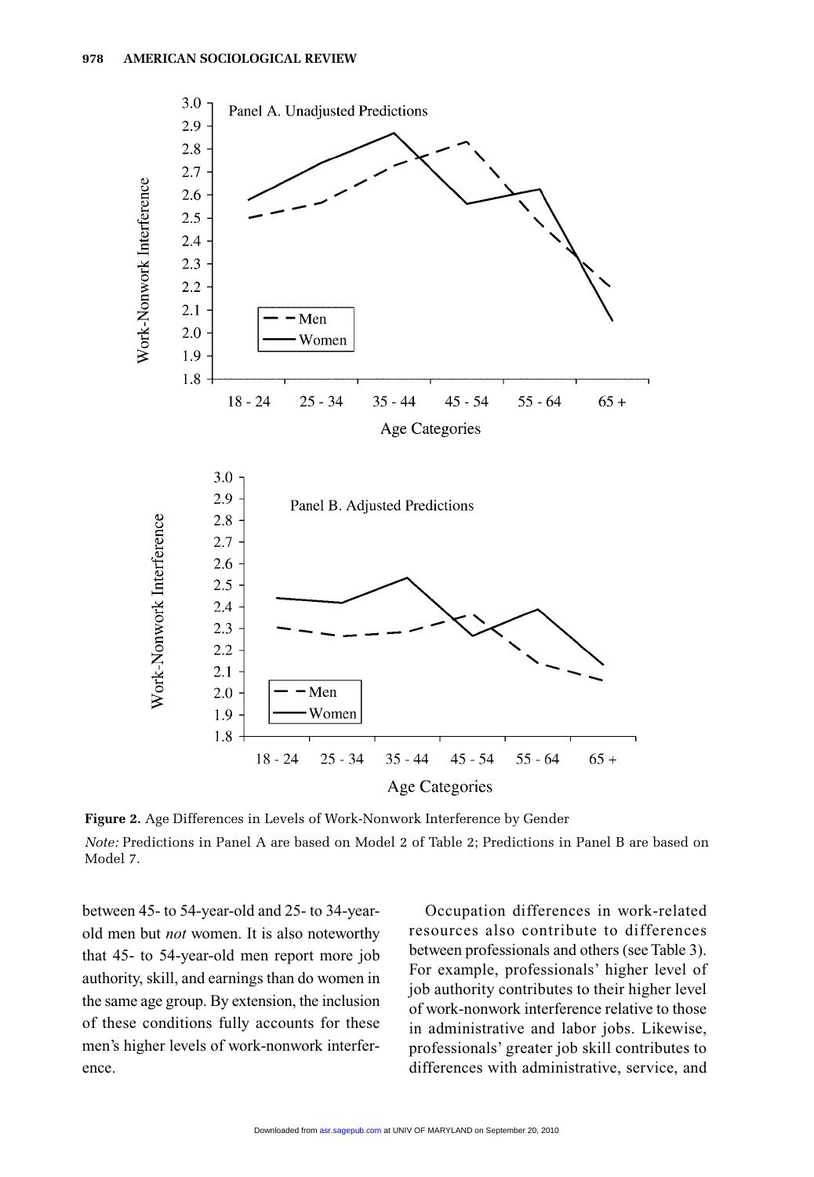**Figure 2.** Age Differences in Levels of Work-Nonwork Interference by Gender

*Note:* Predictions in Panel A are based on Model 2 of Table 2; Predictions in Panel B are based on Model 7.

between 45- to 54-year-old and 25- to 34-year-old men but *not* women. It is also noteworthy that 45- to 54-year-old men report more job authority, skill, and earnings than do women in the same age group. By extension, the inclusion of these conditions fully accounts for these men's higher levels of work-nonwork interference.

Occupation differences in work-related resources also contribute to differences between professionals and others (see Table 3). For example, professionals' higher level of job authority contributes to their higher level of work-nonwork interference relative to those in administrative and labor jobs. Likewise, professionals' greater job skill contributes to differences with administrative, service, and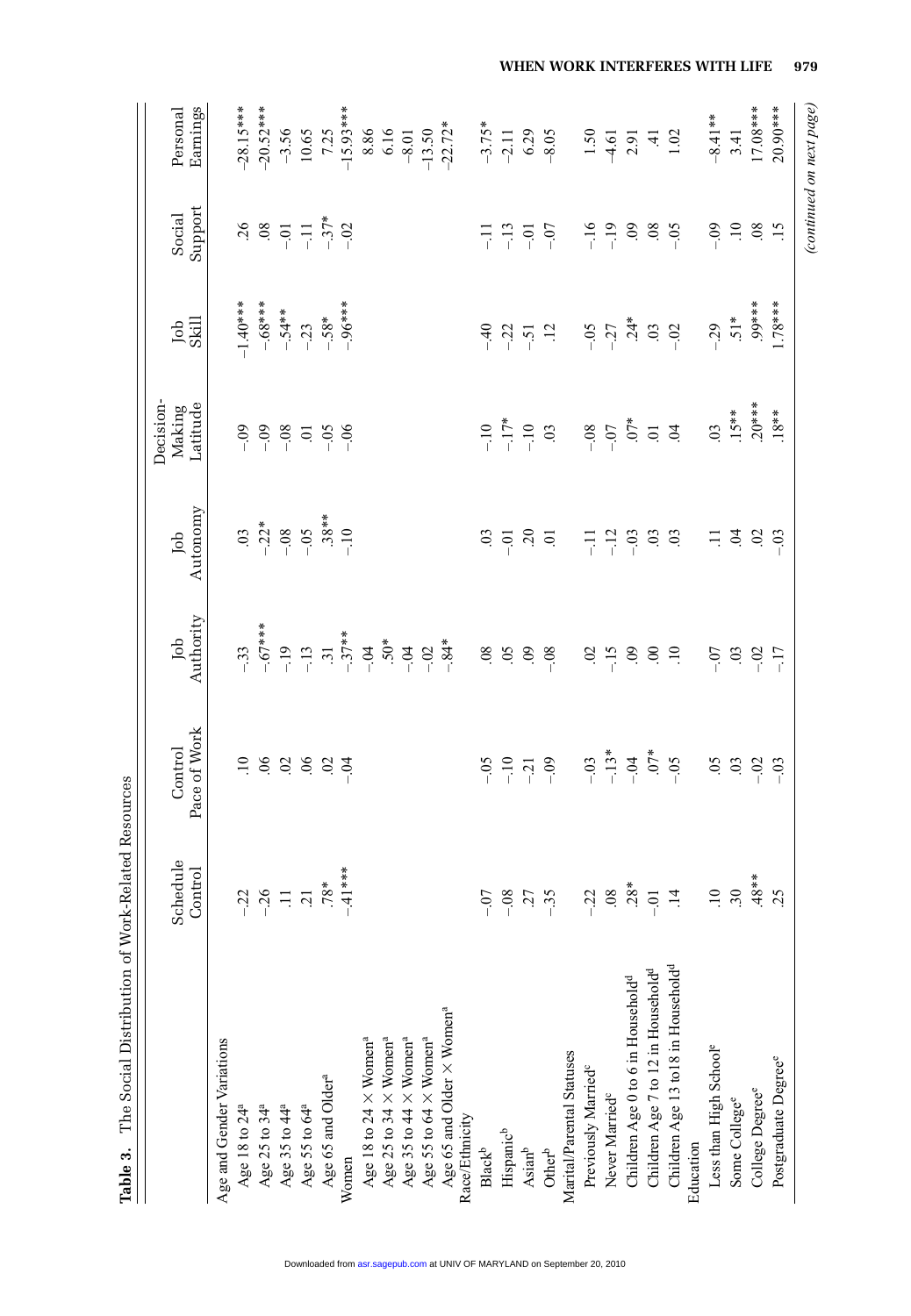**Table 3.** The Social Distribution of Work-Related Resources

| | Schedule Control | Control Pace of Work | Job Authority | Job Autonomy | Decision-Making Latitude | Job Skill | Social Support | Personal Earnings |
|---|---|---|---|---|---|---|---|---|
| Age and Gender Variations | | | | | | | | |
| Age 18 to 24[a] | -.22 | .10 | -.33 | .03 | -.09 | -1.40*** | .26 | -28.15*** |
| Age 25 to 34[a] | -.26 | .06 | -.67*** | -.22* | -.09 | -.68*** | .08 | -20.52*** |
| Age 35 to 44[a] | .11 | .02 | -.19 | -.08 | -.08 | -.54** | -.01 | -3.56 |
| Age 55 to 64[a] | .21 | .06 | -.13 | -.05 | .01 | -.23 | -.11 | 10.65 |
| Age 65 and Older[a] | .78* | .02 | .31 | .38** | -.05 | -.58* | -.37* | 7.25 |
| Women | -.41*** | -.04 | -.37** | -.10 | -.06 | -.96*** | -.02 | -15.93*** |
| Age 18 to 24 × Women[a] | | | -.04 | | | | | 8.86 |
| Age 25 to 34 × Women[a] | | | .50* | | | | | 6.16 |
| Age 35 to 44 × Women[a] | | | -.04 | | | | | -8.01 |
| Age 55 to 64 × Women[a] | | | -.02 | | | | | -13.50 |
| Age 65 and Older × Women[a] | | | -.84* | | | | | -22.72* |
| Race/Ethnicity | | | | | | | | |
| Black[b] | -.07 | -.05 | .08 | .03 | -.10 | -.40 | -.11 | -3.75* |
| Hispanic[b] | -.08 | -.10 | .05 | -.01 | -.17* | -.22 | -.13 | -2.11 |
| Asian[b] | .27 | -.21 | .09 | .20 | -.10 | -.51 | -.01 | 6.29 |
| Other[b] | -.35 | -.09 | -.08 | .01 | .03 | .12 | -.07 | -8.05 |
| Marital/Parental Statuses | | | | | | | | |
| Previously Married[c] | -.22 | -.03 | .02 | -.11 | -.08 | -.05 | -.16 | 1.50 |
| Never Married[c] | .08 | -.13* | -.15 | -.12 | -.07 | -.27 | -.19 | -4.61 |
| Children Age 0 to 6 in Household[d] | .28* | -.04 | .09 | -.03 | .07* | .24* | .09 | 2.91 |
| Children Age 7 to 12 in Household[d] | -.01 | .07* | .00 | .03 | .01 | .03 | .08 | .41 |
| Children Age 13 to 18 in Household[d] | .14 | -.05 | .10 | .03 | .04 | -.02 | -.05 | 1.02 |
| Education | | | | | | | | |
| Less than High School[e] | .10 | .05 | -.07 | .11 | .03 | -.29 | -.09 | -8.41** |
| Some College[e] | .30 | .03 | .03 | .04 | .15** | .51* | .10 | 3.41 |
| College Degree[e] | .48** | -.02 | -.02 | .02 | .20*** | .99*** | .08 | 17.08*** |
| Postgraduate Degree[e] | .25 | -.03 | -.17 | -.03 | .18** | 1.78*** | .15 | 20.90*** |

*(continued on next page)*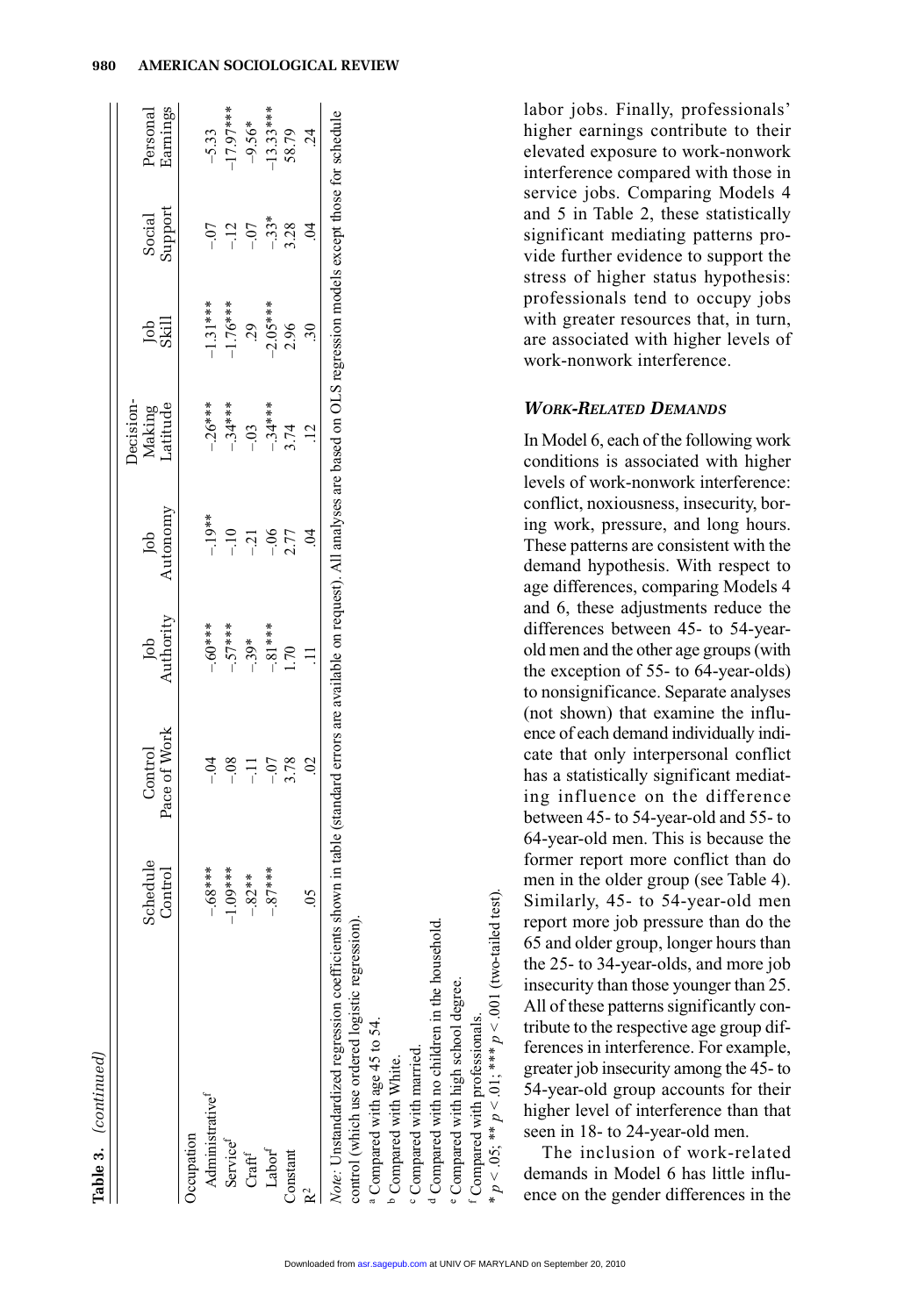**Table 3.** *(continued)*

| | Schedule Control | Control Pace of Work | Job Authority | Job Autonomy | Decision-Making Latitude | Job Skill | Social Support | Personal Earnings |
|---|---|---|---|---|---|---|---|---|
| Occupation | | | | | | | | |
| Administrative[f] | −.68*** | −.04 | −.60*** | −.19** | −.26*** | −1.31*** | −.07 | −5.33 |
| Service[f] | −1.09*** | −.08 | −.57*** | −.10 | −.34*** | −1.76*** | −.12 | −17.97*** |
| Craft[f] | −.82** | −.11 | −.39* | −.21 | −.03 | .29 | −.07 | −9.56* |
| Labor[f] | −.87*** | −.07 | −.81*** | −.06 | −.34*** | −2.05*** | −.33* | −13.33*** |
| Constant | | 3.78 | 1.70 | 2.77 | 3.74 | 2.96 | 3.28 | 58.79 |
| $R^2$ | .05 | .02 | .11 | .04 | .12 | .30 | .04 | .24 |

*Note:* Unstandardized regression coefficients shown in table (standard errors are available on request). All analyses are based on OLS regression models except those for schedule control (which use ordered logistic regression).
[a] Compared with age 45 to 54.
[b] Compared with White.
[c] Compared with married.
[d] Compared with no children in the household.
[e] Compared with high school degree.
[f] Compared with professionals.
* $p < .05$; ** $p < .01$; *** $p < .001$ (two-tailed test).

labor jobs. Finally, professionals' higher earnings contribute to their elevated exposure to work-nonwork interference compared with those in service jobs. Comparing Models 4 and 5 in Table 2, these statistically significant mediating patterns provide further evidence to support the stress of higher status hypothesis: professionals tend to occupy jobs with greater resources that, in turn, are associated with higher levels of work-nonwork interference.

### *WORK-RELATED DEMANDS*

In Model 6, each of the following work conditions is associated with higher levels of work-nonwork interference: conflict, noxiousness, insecurity, boring work, pressure, and long hours. These patterns are consistent with the demand hypothesis. With respect to age differences, comparing Models 4 and 6, these adjustments reduce the differences between 45- to 54-year-old men and the other age groups (with the exception of 55- to 64-year-olds) to nonsignificance. Separate analyses (not shown) that examine the influence of each demand individually indicate that only interpersonal conflict has a statistically significant mediating influence on the difference between 45- to 54-year-old and 55- to 64-year-old men. This is because the former report more conflict than do men in the older group (see Table 4). Similarly, 45- to 54-year-old men report more job pressure than do the 65 and older group, longer hours than the 25- to 34-year-olds, and more job insecurity than those younger than 25. All of these patterns significantly contribute to the respective age group differences in interference. For example, greater job insecurity among the 45- to 54-year-old group accounts for their higher level of interference than that seen in 18- to 24-year-old men.

The inclusion of work-related demands in Model 6 has little influence on the gender differences in the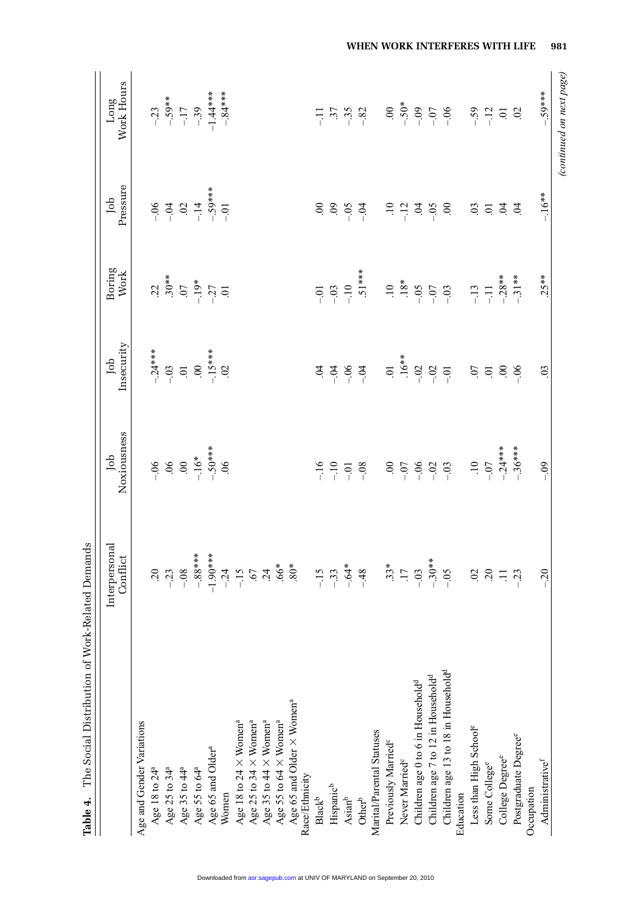**Table 4.** The Social Distribution of Work-Related Demands

| | Interpersonal Conflict | Job Noxiousness | Job Insecurity | Boring Work | Job Pressure | Long Work Hours |
|---|---|---|---|---|---|---|
| Age and Gender Variations | | | | | | |
| Age 18 to 24[a] | .20 | –.06 | –.24*** | .22 | –.06 | –.23 |
| Age 25 to 34[a] | –.23 | .06 | –.03 | .30** | –.04 | –.59** |
| Age 35 to 44[a] | –.08 | .00 | .01 | .07 | .02 | –.17 |
| Age 55 to 64[a] | –.88*** | –.16* | .00 | –.19* | –.14 | –.39 |
| Age 65 and Older[a] | –1.90*** | –.50*** | –.15*** | –.27 | –.59*** | –1.44*** |
| Women | –.24 | .06 | .02 | .01 | –.01 | –.84*** |
| Age 18 to 24 × Women[a] | –.15 | | | | | |
| Age 25 to 34 × Women[a] | .67 | | | | | |
| Age 35 to 44 × Women[a] | .24 | | | | | |
| Age 55 to 64 × Women[a] | .66* | | | | | |
| Age 65 and Older × Women[a] | .80* | | | | | |
| Race/Ethnicity | | | | | | |
| Black[b] | –.15 | –.16 | .04 | –.01 | .00 | –.11 |
| Hispanic[b] | –.33 | –.10 | –.04 | –.03 | .09 | .37 |
| Asian[b] | –.64* | –.01 | –.06 | –.10 | –.05 | –.35 |
| Other[b] | –.48 | –.08 | –.04 | .51*** | –.04 | –.82 |
| Marital/Parental Statuses | | | | | | |
| Previously Married[c] | .33* | .00 | .01 | .10 | .10 | .00 |
| Never Married[c] | .17 | –.07 | .16** | .18* | –.12 | –.50* |
| Children age 0 to 6 in Household[d] | –.03 | –.06 | –.02 | –.05 | .04 | –.09 |
| Children age 7 to 12 in Household[d] | –.30** | –.02 | –.02 | –.07 | –.05 | –.07 |
| Children age 13 to 18 in Household[d] | –.05 | –.03 | –.01 | –.03 | .00 | –.06 |
| Education | | | | | | |
| Less than High School[e] | .02 | .10 | .07 | –.13 | .03 | –.59 |
| Some College[e] | .20 | –.07 | .01 | –.11 | .01 | –.12 |
| College Degree[e] | .11 | –.24*** | .00 | –.28** | .04 | .01 |
| Postgraduate Degree[e] | –.23 | –.36*** | –.06 | –.31** | .04 | .02 |
| Occupation | | | | | | |
| Administrative[f] | –.20 | –.09 | .03 | .25** | –.16** | –.59*** |

*(continued on next page)*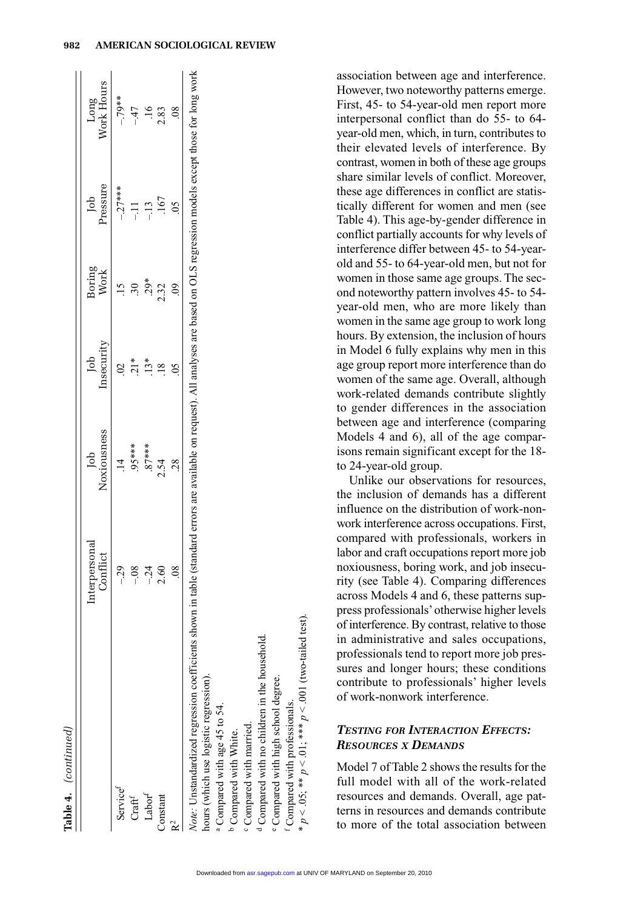**Table 4.** *(continued)*

| | Interpersonal Conflict | Job Noxiousness | Job Insecurity | Boring Work | Job Pressure | Long Work Hours |
|---|---|---|---|---|---|---|
| Service[f] | −.29 | .14 | .02 | .15 | −.27*** | −.79** |
| Craft[f] | −.08 | .95*** | .21* | .30 | −.11 | −.47 |
| Labor[f] | −.24 | .87*** | .13* | .29* | −.13 | .16 |
| Constant | 2.60 | 2.54 | .18 | 2.32 | .167 | 2.83 |
| $R^2$ | .08 | .28 | .05 | .09 | .05 | .08 |

*Note:* Unstandardized regression coefficients shown in table (standard errors are available on request). All analyses are based on OLS regression models except those for long work hours (which use logistic regression).

[a] Compared with age 45 to 54.
[b] Compared with White.
[c] Compared with married.
[d] Compared with no children in the household.
[e] Compared with high school degree.
[f] Compared with professionals.
\* $p < .05$; \*\* $p < .01$; \*\*\* $p < .001$ (two-tailed test).

association between age and interference. However, two noteworthy patterns emerge. First, 45- to 54-year-old men report more interpersonal conflict than do 55- to 64-year-old men, which, in turn, contributes to their elevated levels of interference. By contrast, women in both of these age groups share similar levels of conflict. Moreover, these age differences in conflict are statistically different for women and men (see Table 4). This age-by-gender difference in conflict partially accounts for why levels of interference differ between 45- to 54-year-old and 55- to 64-year-old men, but not for women in those same age groups. The second noteworthy pattern involves 45- to 54-year-old men, who are more likely than women in the same age group to work long hours. By extension, the inclusion of hours in Model 6 fully explains why men in this age group report more interference than do women of the same age. Overall, although work-related demands contribute slightly to gender differences in the association between age and interference (comparing Models 4 and 6), all of the age comparisons remain significant except for the 18- to 24-year-old group.

Unlike our observations for resources, the inclusion of demands has a different influence on the distribution of work-nonwork interference across occupations. First, compared with professionals, workers in labor and craft occupations report more job noxiousness, boring work, and job insecurity (see Table 4). Comparing differences across Models 4 and 6, these patterns suppress professionals' otherwise higher levels of interference. By contrast, relative to those in administrative and sales occupations, professionals tend to report more job pressures and longer hours; these conditions contribute to professionals' higher levels of work-nonwork interference.

### *TESTING FOR INTERACTION EFFECTS: RESOURCES X DEMANDS*

Model 7 of Table 2 shows the results for the full model with all of the work-related resources and demands. Overall, age patterns in resources and demands contribute to more of the total association between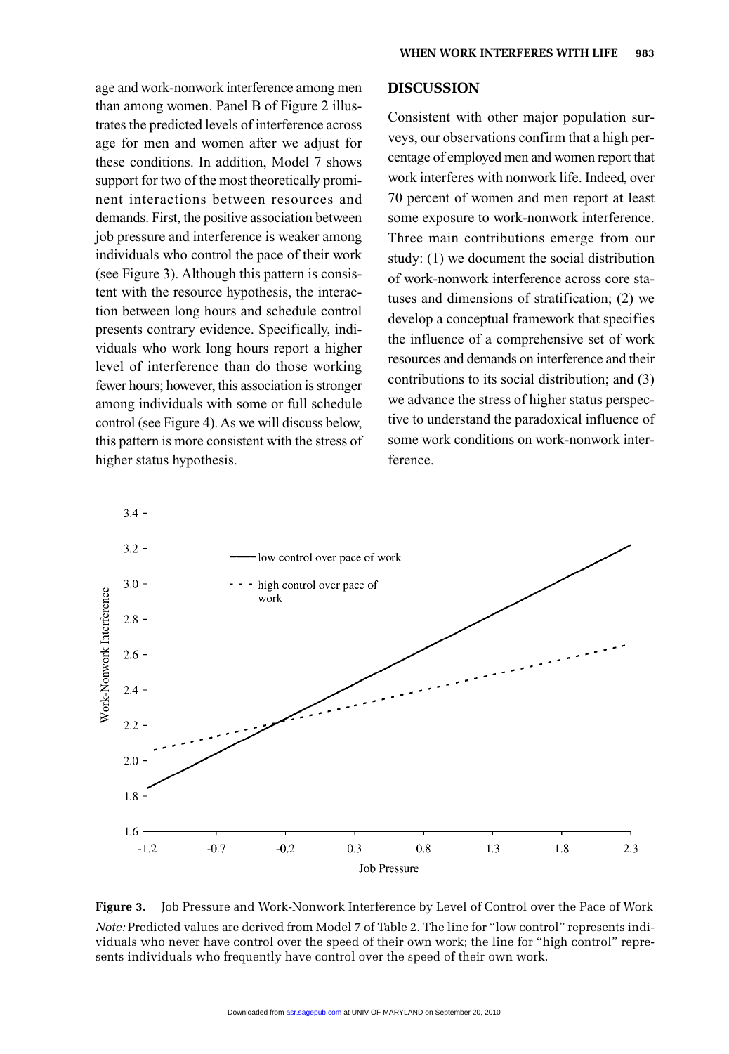age and work-nonwork interference among men than among women. Panel B of Figure 2 illustrates the predicted levels of interference across age for men and women after we adjust for these conditions. In addition, Model 7 shows support for two of the most theoretically prominent interactions between resources and demands. First, the positive association between job pressure and interference is weaker among individuals who control the pace of their work (see Figure 3). Although this pattern is consistent with the resource hypothesis, the interaction between long hours and schedule control presents contrary evidence. Specifically, individuals who work long hours report a higher level of interference than do those working fewer hours; however, this association is stronger among individuals with some or full schedule control (see Figure 4). As we will discuss below, this pattern is more consistent with the stress of higher status hypothesis.

## DISCUSSION

Consistent with other major population surveys, our observations confirm that a high percentage of employed men and women report that work interferes with nonwork life. Indeed, over 70 percent of women and men report at least some exposure to work-nonwork interference. Three main contributions emerge from our study: (1) we document the social distribution of work-nonwork interference across core statuses and dimensions of stratification; (2) we develop a conceptual framework that specifies the influence of a comprehensive set of work resources and demands on interference and their contributions to its social distribution; and (3) we advance the stress of higher status perspective to understand the paradoxical influence of some work conditions on work-nonwork interference.

**Figure 3.** Job Pressure and Work-Nonwork Interference by Level of Control over the Pace of Work

*Note:* Predicted values are derived from Model 7 of Table 2. The line for "low control" represents individuals who never have control over the speed of their own work; the line for "high control" represents individuals who frequently have control over the speed of their own work.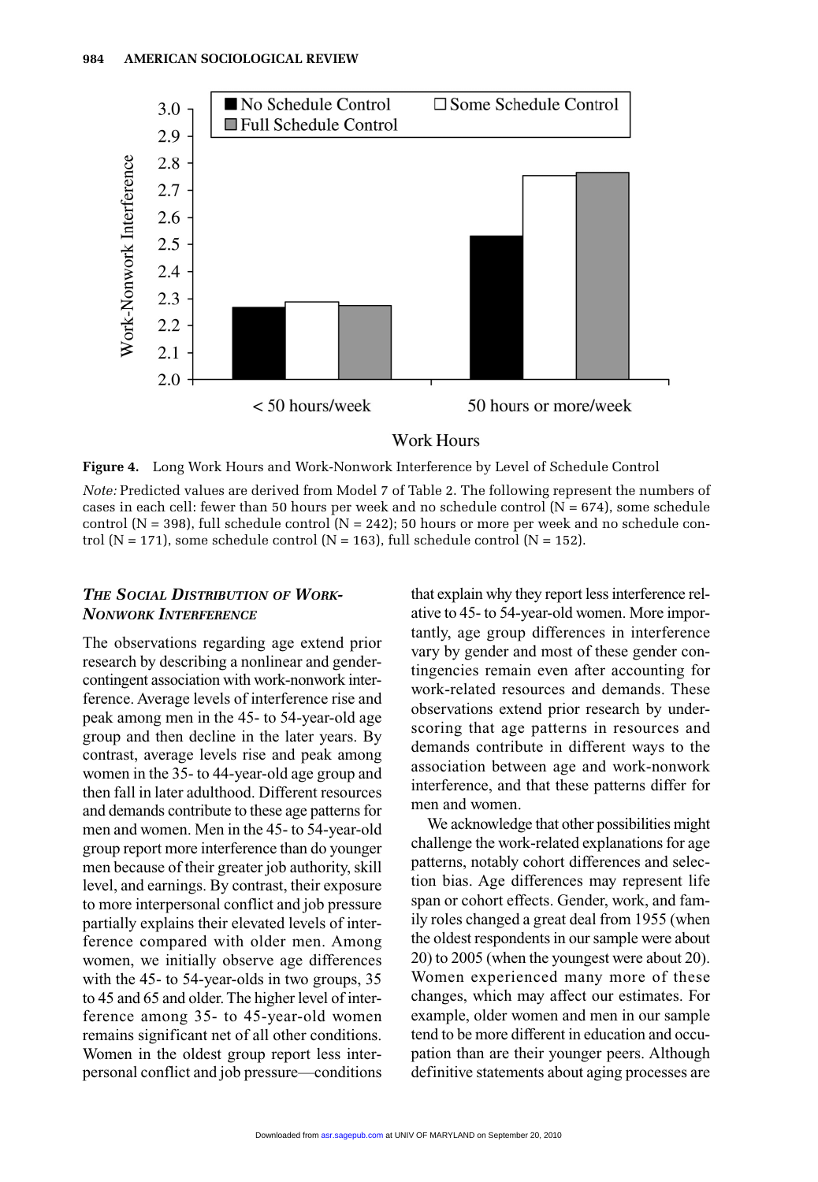**Figure 4.** Long Work Hours and Work-Nonwork Interference by Level of Schedule Control

*Note:* Predicted values are derived from Model 7 of Table 2. The following represent the numbers of cases in each cell: fewer than 50 hours per week and no schedule control (N = 674), some schedule control (N = 398), full schedule control (N = 242); 50 hours or more per week and no schedule control (N = 171), some schedule control (N = 163), full schedule control (N = 152).

### *THE SOCIAL DISTRIBUTION OF WORK-NONWORK INTERFERENCE*

The observations regarding age extend prior research by describing a nonlinear and gender-contingent association with work-nonwork interference. Average levels of interference rise and peak among men in the 45- to 54-year-old age group and then decline in the later years. By contrast, average levels rise and peak among women in the 35- to 44-year-old age group and then fall in later adulthood. Different resources and demands contribute to these age patterns for men and women. Men in the 45- to 54-year-old group report more interference than do younger men because of their greater job authority, skill level, and earnings. By contrast, their exposure to more interpersonal conflict and job pressure partially explains their elevated levels of interference compared with older men. Among women, we initially observe age differences with the 45- to 54-year-olds in two groups, 35 to 45 and 65 and older. The higher level of interference among 35- to 45-year-old women remains significant net of all other conditions. Women in the oldest group report less interpersonal conflict and job pressure—conditions that explain why they report less interference relative to 45- to 54-year-old women. More importantly, age group differences in interference vary by gender and most of these gender contingencies remain even after accounting for work-related resources and demands. These observations extend prior research by underscoring that age patterns in resources and demands contribute in different ways to the association between age and work-nonwork interference, and that these patterns differ for men and women.

We acknowledge that other possibilities might challenge the work-related explanations for age patterns, notably cohort differences and selection bias. Age differences may represent life span or cohort effects. Gender, work, and family roles changed a great deal from 1955 (when the oldest respondents in our sample were about 20) to 2005 (when the youngest were about 20). Women experienced many more of these changes, which may affect our estimates. For example, older women and men in our sample tend to be more different in education and occupation than are their younger peers. Although definitive statements about aging processes are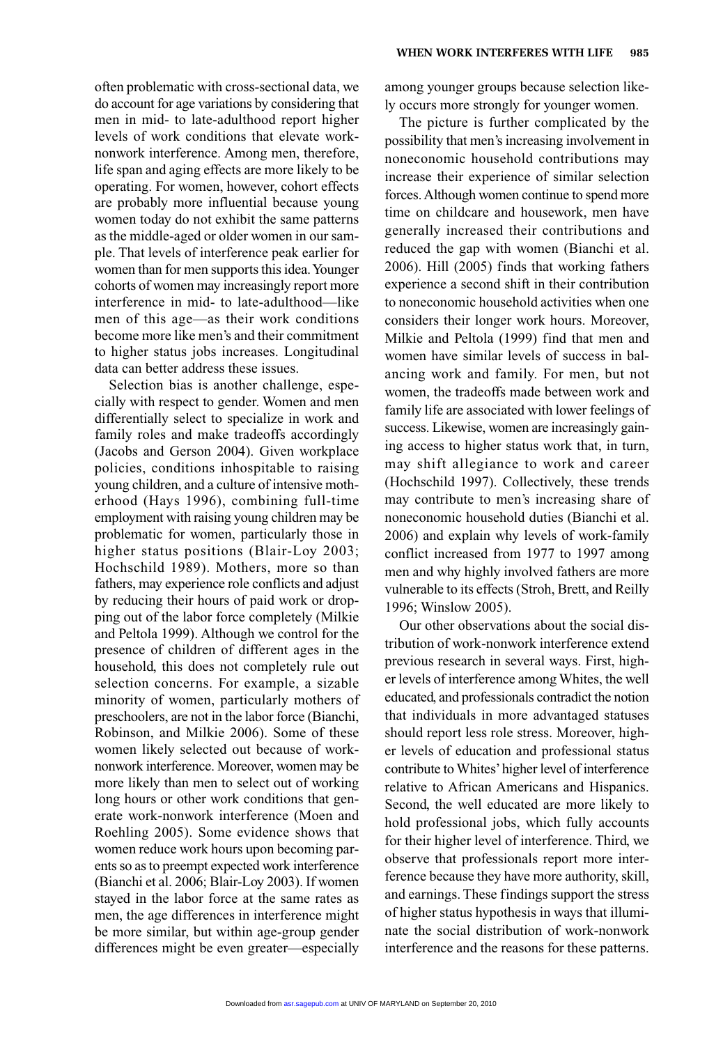often problematic with cross-sectional data, we do account for age variations by considering that men in mid- to late-adulthood report higher levels of work conditions that elevate work-nonwork interference. Among men, therefore, life span and aging effects are more likely to be operating. For women, however, cohort effects are probably more influential because young women today do not exhibit the same patterns as the middle-aged or older women in our sample. That levels of interference peak earlier for women than for men supports this idea. Younger cohorts of women may increasingly report more interference in mid- to late-adulthood—like men of this age—as their work conditions become more like men's and their commitment to higher status jobs increases. Longitudinal data can better address these issues.

Selection bias is another challenge, especially with respect to gender. Women and men differentially select to specialize in work and family roles and make tradeoffs accordingly (Jacobs and Gerson 2004). Given workplace policies, conditions inhospitable to raising young children, and a culture of intensive motherhood (Hays 1996), combining full-time employment with raising young children may be problematic for women, particularly those in higher status positions (Blair-Loy 2003; Hochschild 1989). Mothers, more so than fathers, may experience role conflicts and adjust by reducing their hours of paid work or dropping out of the labor force completely (Milkie and Peltola 1999). Although we control for the presence of children of different ages in the household, this does not completely rule out selection concerns. For example, a sizable minority of women, particularly mothers of preschoolers, are not in the labor force (Bianchi, Robinson, and Milkie 2006). Some of these women likely selected out because of work-nonwork interference. Moreover, women may be more likely than men to select out of working long hours or other work conditions that generate work-nonwork interference (Moen and Roehling 2005). Some evidence shows that women reduce work hours upon becoming parents so as to preempt expected work interference (Bianchi et al. 2006; Blair-Loy 2003). If women stayed in the labor force at the same rates as men, the age differences in interference might be more similar, but within age-group gender differences might be even greater—especially among younger groups because selection likely occurs more strongly for younger women.

The picture is further complicated by the possibility that men's increasing involvement in noneconomic household contributions may increase their experience of similar selection forces. Although women continue to spend more time on childcare and housework, men have generally increased their contributions and reduced the gap with women (Bianchi et al. 2006). Hill (2005) finds that working fathers experience a second shift in their contribution to noneconomic household activities when one considers their longer work hours. Moreover, Milkie and Peltola (1999) find that men and women have similar levels of success in balancing work and family. For men, but not women, the tradeoffs made between work and family life are associated with lower feelings of success. Likewise, women are increasingly gaining access to higher status work that, in turn, may shift allegiance to work and career (Hochschild 1997). Collectively, these trends may contribute to men's increasing share of noneconomic household duties (Bianchi et al. 2006) and explain why levels of work-family conflict increased from 1977 to 1997 among men and why highly involved fathers are more vulnerable to its effects (Stroh, Brett, and Reilly 1996; Winslow 2005).

Our other observations about the social distribution of work-nonwork interference extend previous research in several ways. First, higher levels of interference among Whites, the well educated, and professionals contradict the notion that individuals in more advantaged statuses should report less role stress. Moreover, higher levels of education and professional status contribute to Whites' higher level of interference relative to African Americans and Hispanics. Second, the well educated are more likely to hold professional jobs, which fully accounts for their higher level of interference. Third, we observe that professionals report more interference because they have more authority, skill, and earnings. These findings support the stress of higher status hypothesis in ways that illuminate the social distribution of work-nonwork interference and the reasons for these patterns.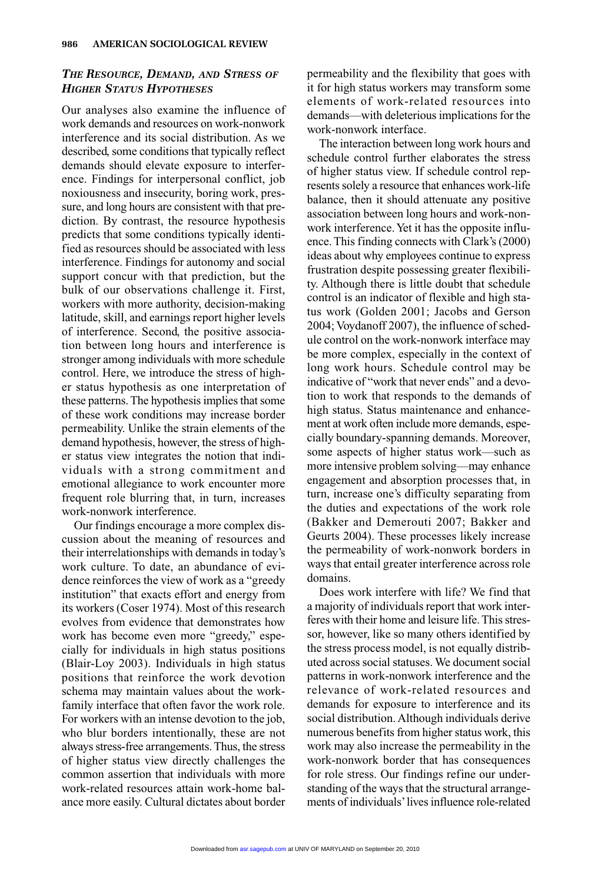### *THE RESOURCE, DEMAND, AND STRESS OF HIGHER STATUS HYPOTHESES*

Our analyses also examine the influence of work demands and resources on work-nonwork interference and its social distribution. As we described, some conditions that typically reflect demands should elevate exposure to interference. Findings for interpersonal conflict, job noxiousness and insecurity, boring work, pressure, and long hours are consistent with that prediction. By contrast, the resource hypothesis predicts that some conditions typically identified as resources should be associated with less interference. Findings for autonomy and social support concur with that prediction, but the bulk of our observations challenge it. First, workers with more authority, decision-making latitude, skill, and earnings report higher levels of interference. Second, the positive association between long hours and interference is stronger among individuals with more schedule control. Here, we introduce the stress of higher status hypothesis as one interpretation of these patterns. The hypothesis implies that some of these work conditions may increase border permeability. Unlike the strain elements of the demand hypothesis, however, the stress of higher status view integrates the notion that individuals with a strong commitment and emotional allegiance to work encounter more frequent role blurring that, in turn, increases work-nonwork interference.

Our findings encourage a more complex discussion about the meaning of resources and their interrelationships with demands in today's work culture. To date, an abundance of evidence reinforces the view of work as a "greedy institution" that exacts effort and energy from its workers (Coser 1974). Most of this research evolves from evidence that demonstrates how work has become even more "greedy," especially for individuals in high status positions (Blair-Loy 2003). Individuals in high status positions that reinforce the work devotion schema may maintain values about the work-family interface that often favor the work role. For workers with an intense devotion to the job, who blur borders intentionally, these are not always stress-free arrangements. Thus, the stress of higher status view directly challenges the common assertion that individuals with more work-related resources attain work-home balance more easily. Cultural dictates about border permeability and the flexibility that goes with it for high status workers may transform some elements of work-related resources into demands—with deleterious implications for the work-nonwork interface.

The interaction between long work hours and schedule control further elaborates the stress of higher status view. If schedule control represents solely a resource that enhances work-life balance, then it should attenuate any positive association between long hours and work-nonwork interference. Yet it has the opposite influence. This finding connects with Clark's (2000) ideas about why employees continue to express frustration despite possessing greater flexibility. Although there is little doubt that schedule control is an indicator of flexible and high status work (Golden 2001; Jacobs and Gerson 2004; Voydanoff 2007), the influence of schedule control on the work-nonwork interface may be more complex, especially in the context of long work hours. Schedule control may be indicative of "work that never ends" and a devotion to work that responds to the demands of high status. Status maintenance and enhancement at work often include more demands, especially boundary-spanning demands. Moreover, some aspects of higher status work—such as more intensive problem solving—may enhance engagement and absorption processes that, in turn, increase one's difficulty separating from the duties and expectations of the work role (Bakker and Demerouti 2007; Bakker and Geurts 2004). These processes likely increase the permeability of work-nonwork borders in ways that entail greater interference across role domains.

Does work interfere with life? We find that a majority of individuals report that work interferes with their home and leisure life. This stressor, however, like so many others identified by the stress process model, is not equally distributed across social statuses. We document social patterns in work-nonwork interference and the relevance of work-related resources and demands for exposure to interference and its social distribution. Although individuals derive numerous benefits from higher status work, this work may also increase the permeability in the work-nonwork border that has consequences for role stress. Our findings refine our understanding of the ways that the structural arrangements of individuals' lives influence role-related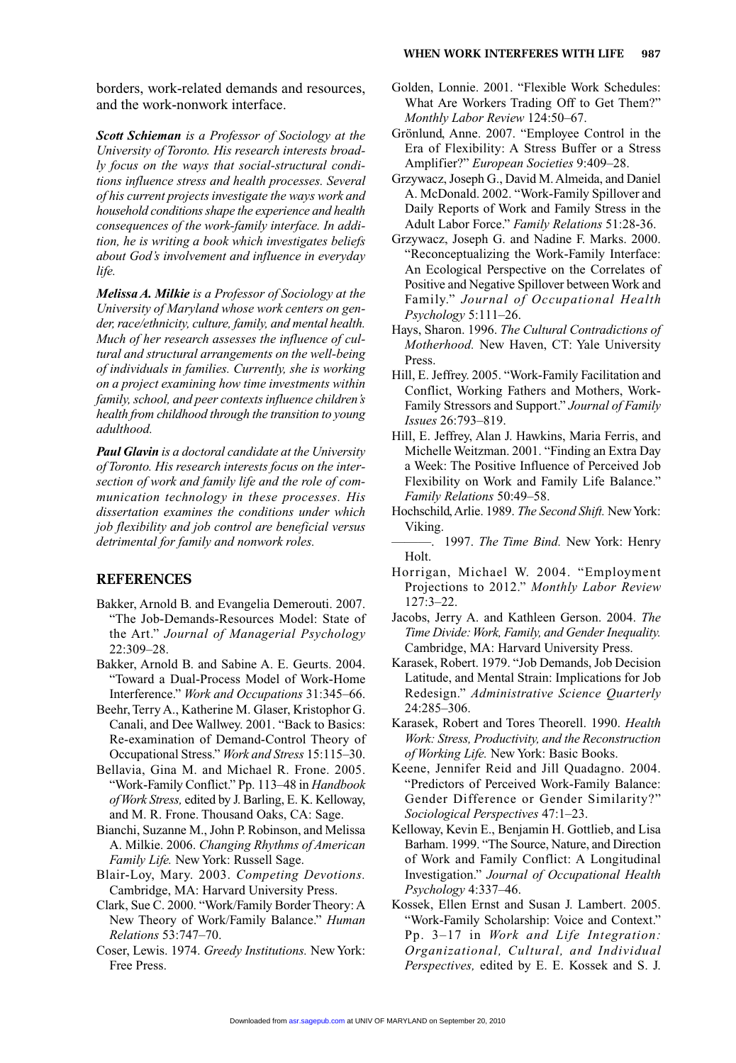borders, work-related demands and resources, and the work-nonwork interface.

***Scott Schieman*** *is a Professor of Sociology at the University of Toronto. His research interests broadly focus on the ways that social-structural conditions influence stress and health processes. Several of his current projects investigate the ways work and household conditions shape the experience and health consequences of the work-family interface. In addition, he is writing a book which investigates beliefs about God's involvement and influence in everyday life.*

***Melissa A. Milkie*** *is a Professor of Sociology at the University of Maryland whose work centers on gender, race/ethnicity, culture, family, and mental health. Much of her research assesses the influence of cultural and structural arrangements on the well-being of individuals in families. Currently, she is working on a project examining how time investments within family, school, and peer contexts influence children's health from childhood through the transition to young adulthood.*

***Paul Glavin*** *is a doctoral candidate at the University of Toronto. His research interests focus on the intersection of work and family life and the role of communication technology in these processes. His dissertation examines the conditions under which job flexibility and job control are beneficial versus detrimental for family and nonwork roles.*

## REFERENCES

Bakker, Arnold B. and Evangelia Demerouti. 2007. "The Job-Demands-Resources Model: State of the Art." *Journal of Managerial Psychology* 22:309–28.

Bakker, Arnold B. and Sabine A. E. Geurts. 2004. "Toward a Dual-Process Model of Work-Home Interference." *Work and Occupations* 31:345–66.

Beehr, Terry A., Katherine M. Glaser, Kristophor G. Canali, and Dee Wallwey. 2001. "Back to Basics: Re-examination of Demand-Control Theory of Occupational Stress." *Work and Stress* 15:115–30.

Bellavia, Gina M. and Michael R. Frone. 2005. "Work-Family Conflict." Pp. 113–48 in *Handbook of Work Stress,* edited by J. Barling, E. K. Kelloway, and M. R. Frone. Thousand Oaks, CA: Sage.

Bianchi, Suzanne M., John P. Robinson, and Melissa A. Milkie. 2006. *Changing Rhythms of American Family Life.* New York: Russell Sage.

Blair-Loy, Mary. 2003. *Competing Devotions.* Cambridge, MA: Harvard University Press.

Clark, Sue C. 2000. "Work/Family Border Theory: A New Theory of Work/Family Balance." *Human Relations* 53:747–70.

Coser, Lewis. 1974. *Greedy Institutions.* New York: Free Press.

Golden, Lonnie. 2001. "Flexible Work Schedules: What Are Workers Trading Off to Get Them?" *Monthly Labor Review* 124:50–67.

Grönlund, Anne. 2007. "Employee Control in the Era of Flexibility: A Stress Buffer or a Stress Amplifier?" *European Societies* 9:409–28.

Grzywacz, Joseph G., David M. Almeida, and Daniel A. McDonald. 2002. "Work-Family Spillover and Daily Reports of Work and Family Stress in the Adult Labor Force." *Family Relations* 51:28-36.

Grzywacz, Joseph G. and Nadine F. Marks. 2000. "Reconceptualizing the Work-Family Interface: An Ecological Perspective on the Correlates of Positive and Negative Spillover between Work and Family." *Journal of Occupational Health Psychology* 5:111–26.

Hays, Sharon. 1996. *The Cultural Contradictions of Motherhood.* New Haven, CT: Yale University Press.

Hill, E. Jeffrey. 2005. "Work-Family Facilitation and Conflict, Working Fathers and Mothers, Work-Family Stressors and Support." *Journal of Family Issues* 26:793–819.

Hill, E. Jeffrey, Alan J. Hawkins, Maria Ferris, and Michelle Weitzman. 2001. "Finding an Extra Day a Week: The Positive Influence of Perceived Job Flexibility on Work and Family Life Balance." *Family Relations* 50:49–58.

Hochschild, Arlie. 1989. *The Second Shift.* New York: Viking.

———. 1997. *The Time Bind.* New York: Henry Holt.

Horrigan, Michael W. 2004. "Employment Projections to 2012." *Monthly Labor Review* 127:3–22.

Jacobs, Jerry A. and Kathleen Gerson. 2004. *The Time Divide: Work, Family, and Gender Inequality.* Cambridge, MA: Harvard University Press.

Karasek, Robert. 1979. "Job Demands, Job Decision Latitude, and Mental Strain: Implications for Job Redesign." *Administrative Science Quarterly* 24:285–306.

Karasek, Robert and Tores Theorell. 1990. *Health Work: Stress, Productivity, and the Reconstruction of Working Life.* New York: Basic Books.

Keene, Jennifer Reid and Jill Quadagno. 2004. "Predictors of Perceived Work-Family Balance: Gender Difference or Gender Similarity?" *Sociological Perspectives* 47:1–23.

Kelloway, Kevin E., Benjamin H. Gottlieb, and Lisa Barham. 1999. "The Source, Nature, and Direction of Work and Family Conflict: A Longitudinal Investigation." *Journal of Occupational Health Psychology* 4:337–46.

Kossek, Ellen Ernst and Susan J. Lambert. 2005. "Work-Family Scholarship: Voice and Context." Pp. 3–17 in *Work and Life Integration: Organizational, Cultural, and Individual Perspectives,* edited by E. E. Kossek and S. J.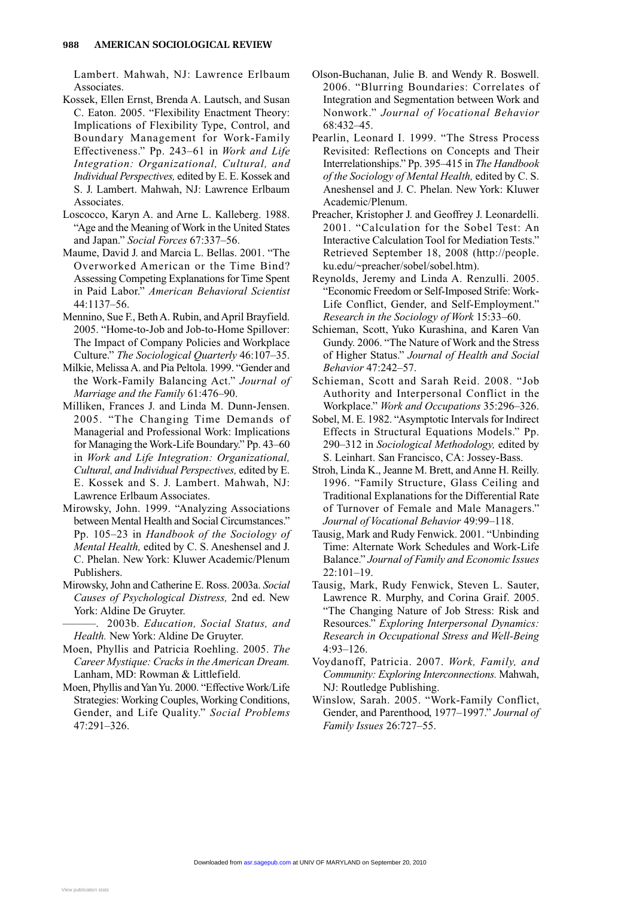Lambert. Mahwah, NJ: Lawrence Erlbaum Associates.

Kossek, Ellen Ernst, Brenda A. Lautsch, and Susan C. Eaton. 2005. "Flexibility Enactment Theory: Implications of Flexibility Type, Control, and Boundary Management for Work-Family Effectiveness." Pp. 243–61 in *Work and Life Integration: Organizational, Cultural, and Individual Perspectives,* edited by E. E. Kossek and S. J. Lambert. Mahwah, NJ: Lawrence Erlbaum Associates.

Loscocco, Karyn A. and Arne L. Kalleberg. 1988. "Age and the Meaning of Work in the United States and Japan." *Social Forces* 67:337–56.

Maume, David J. and Marcia L. Bellas. 2001. "The Overworked American or the Time Bind? Assessing Competing Explanations for Time Spent in Paid Labor." *American Behavioral Scientist* 44:1137–56.

Mennino, Sue F., Beth A. Rubin, and April Brayfield. 2005. "Home-to-Job and Job-to-Home Spillover: The Impact of Company Policies and Workplace Culture." *The Sociological Quarterly* 46:107–35.

Milkie, Melissa A. and Pia Peltola. 1999. "Gender and the Work-Family Balancing Act." *Journal of Marriage and the Family* 61:476–90.

Milliken, Frances J. and Linda M. Dunn-Jensen. 2005. "The Changing Time Demands of Managerial and Professional Work: Implications for Managing the Work-Life Boundary." Pp. 43–60 in *Work and Life Integration: Organizational, Cultural, and Individual Perspectives,* edited by E. E. Kossek and S. J. Lambert. Mahwah, NJ: Lawrence Erlbaum Associates.

Mirowsky, John. 1999. "Analyzing Associations between Mental Health and Social Circumstances." Pp. 105–23 in *Handbook of the Sociology of Mental Health,* edited by C. S. Aneshensel and J. C. Phelan. New York: Kluwer Academic/Plenum Publishers.

Mirowsky, John and Catherine E. Ross. 2003a. *Social Causes of Psychological Distress,* 2nd ed. New York: Aldine De Gruyter.

———. 2003b. *Education, Social Status, and Health.* New York: Aldine De Gruyter.

Moen, Phyllis and Patricia Roehling. 2005. *The Career Mystique: Cracks in the American Dream.* Lanham, MD: Rowman & Littlefield.

Moen, Phyllis and Yan Yu. 2000. "Effective Work/Life Strategies: Working Couples, Working Conditions, Gender, and Life Quality." *Social Problems* 47:291–326.

Olson-Buchanan, Julie B. and Wendy R. Boswell. 2006. "Blurring Boundaries: Correlates of Integration and Segmentation between Work and Nonwork." *Journal of Vocational Behavior* 68:432–45.

Pearlin, Leonard I. 1999. "The Stress Process Revisited: Reflections on Concepts and Their Interrelationships." Pp. 395–415 in *The Handbook of the Sociology of Mental Health,* edited by C. S. Aneshensel and J. C. Phelan. New York: Kluwer Academic/Plenum.

Preacher, Kristopher J. and Geoffrey J. Leonardelli. 2001. "Calculation for the Sobel Test: An Interactive Calculation Tool for Mediation Tests." Retrieved September 18, 2008 (http://people.ku.edu/~preacher/sobel/sobel.htm).

Reynolds, Jeremy and Linda A. Renzulli. 2005. "Economic Freedom or Self-Imposed Strife: Work-Life Conflict, Gender, and Self-Employment." *Research in the Sociology of Work* 15:33–60.

Schieman, Scott, Yuko Kurashina, and Karen Van Gundy. 2006. "The Nature of Work and the Stress of Higher Status." *Journal of Health and Social Behavior* 47:242–57.

Schieman, Scott and Sarah Reid. 2008. "Job Authority and Interpersonal Conflict in the Workplace." *Work and Occupations* 35:296–326.

Sobel, M. E. 1982. "Asymptotic Intervals for Indirect Effects in Structural Equations Models." Pp. 290–312 in *Sociological Methodology,* edited by S. Leinhart. San Francisco, CA: Jossey-Bass.

Stroh, Linda K., Jeanne M. Brett, and Anne H. Reilly. 1996. "Family Structure, Glass Ceiling and Traditional Explanations for the Differential Rate of Turnover of Female and Male Managers." *Journal of Vocational Behavior* 49:99–118.

Tausig, Mark and Rudy Fenwick. 2001. "Unbinding Time: Alternate Work Schedules and Work-Life Balance." *Journal of Family and Economic Issues* 22:101–19.

Tausig, Mark, Rudy Fenwick, Steven L. Sauter, Lawrence R. Murphy, and Corina Graif. 2005. "The Changing Nature of Job Stress: Risk and Resources." *Exploring Interpersonal Dynamics: Research in Occupational Stress and Well-Being* 4:93–126.

Voydanoff, Patricia. 2007. *Work, Family, and Community: Exploring Interconnections.* Mahwah, NJ: Routledge Publishing.

Winslow, Sarah. 2005. "Work-Family Conflict, Gender, and Parenthood, 1977–1997." *Journal of Family Issues* 26:727–55.